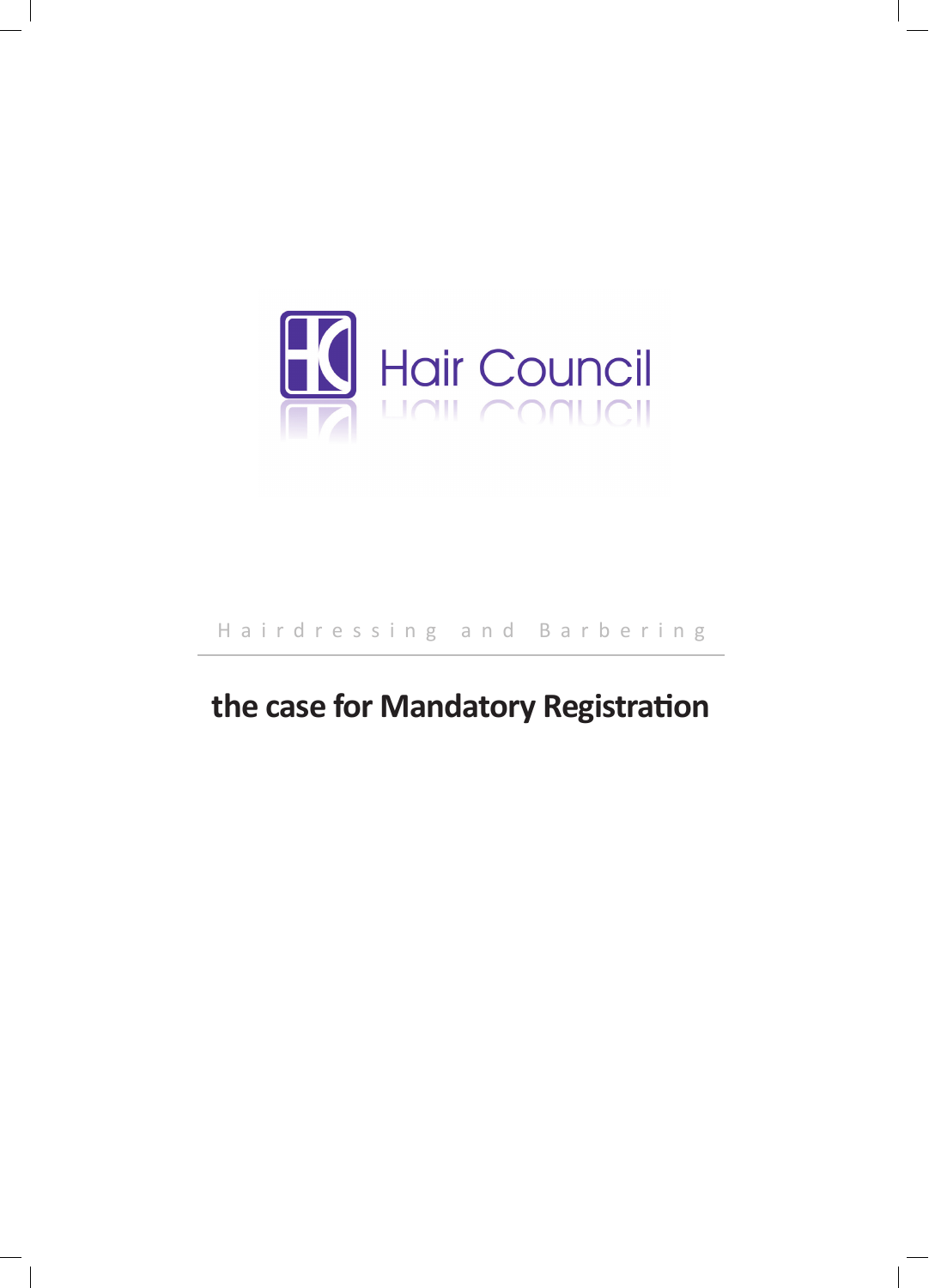Hair Council

Hairdressing and Barbering

# the case for Mandatory Registration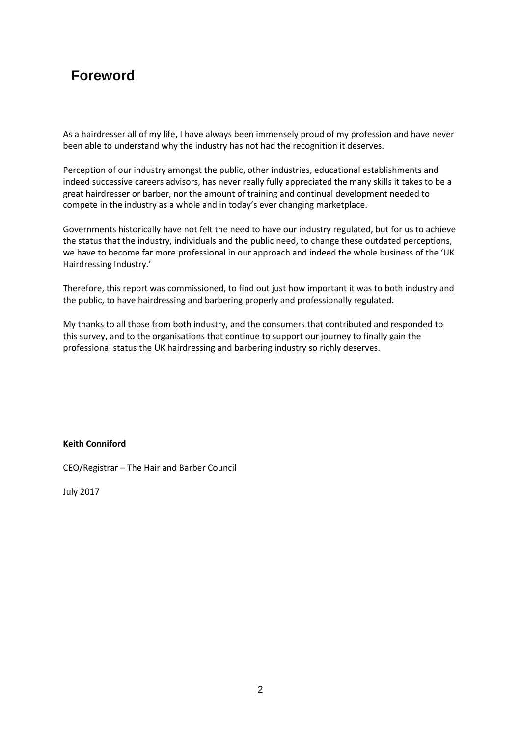# Foreword

As a hairdresser all of my life, I have always been immensely proud of my profession and have never been able to understand why the industry has not had the recognition it deserves.

Perception of our industry amongst the public, other industries, educational establishments and indeed successive careers advisors, has never really fully appreciated the many skills it takes to be a great hairdresser or barber, nor the amount of training and continual development needed to compete in the industry as a whole and in today's ever changing marketplace.

Governments historically have not felt the need to have our industry regulated, but for us to achieve the status that the industry, individuals and the public need, to change these outdated perceptions, we have to become far more professional in our approach and indeed the whole business of the 'UK Hairdressing Industry.'

Therefore, this report was commissioned, to find out just how important it was to both industry and the public, to have hairdressing and barbering properly and professionally regulated.

My thanks to all those from both industry, and the consumers that contributed and responded to this survey, and to the organisations that continue to support our journey to finally gain the professional status the UK hairdressing and barbering industry so richly deserves.

**Keith Conniford**

CEO/Registrar – The Hair and Barber Council

July 2017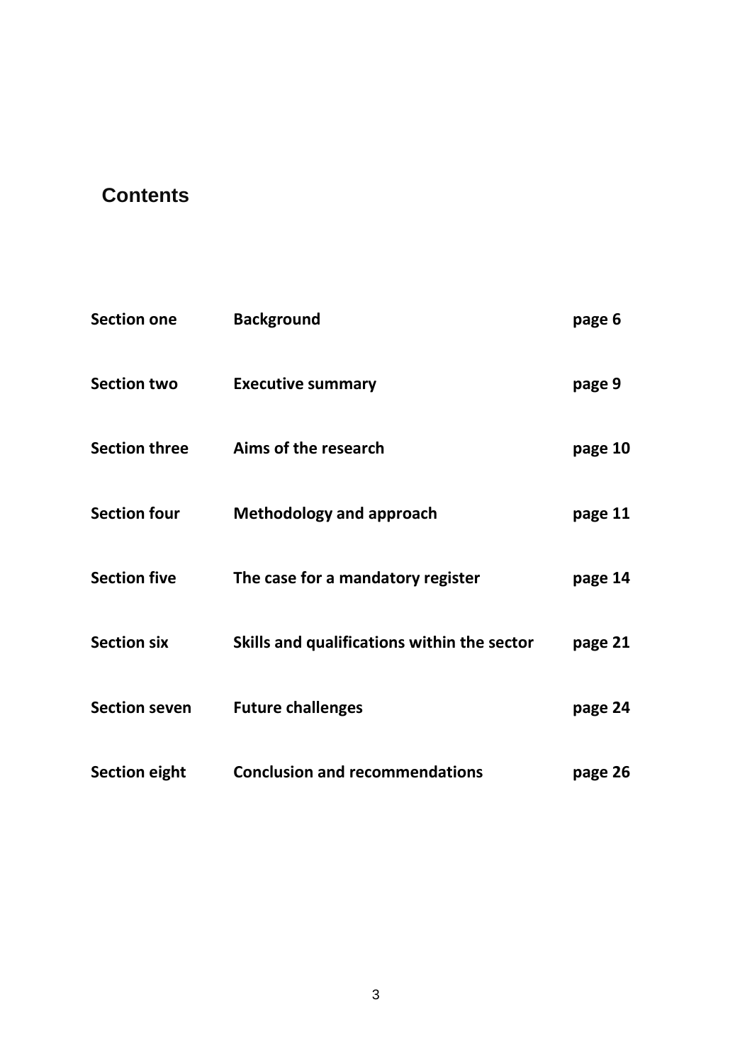## Contents

| | | |
|---|---|---|
| **Section one** | **Background** | **page 6** |
| **Section two** | **Executive summary** | **page 9** |
| **Section three** | **Aims of the research** | **page 10** |
| **Section four** | **Methodology and approach** | **page 11** |
| **Section five** | **The case for a mandatory register** | **page 14** |
| **Section six** | **Skills and qualifications within the sector** | **page 21** |
| **Section seven** | **Future challenges** | **page 24** |
| **Section eight** | **Conclusion and recommendations** | **page 26** |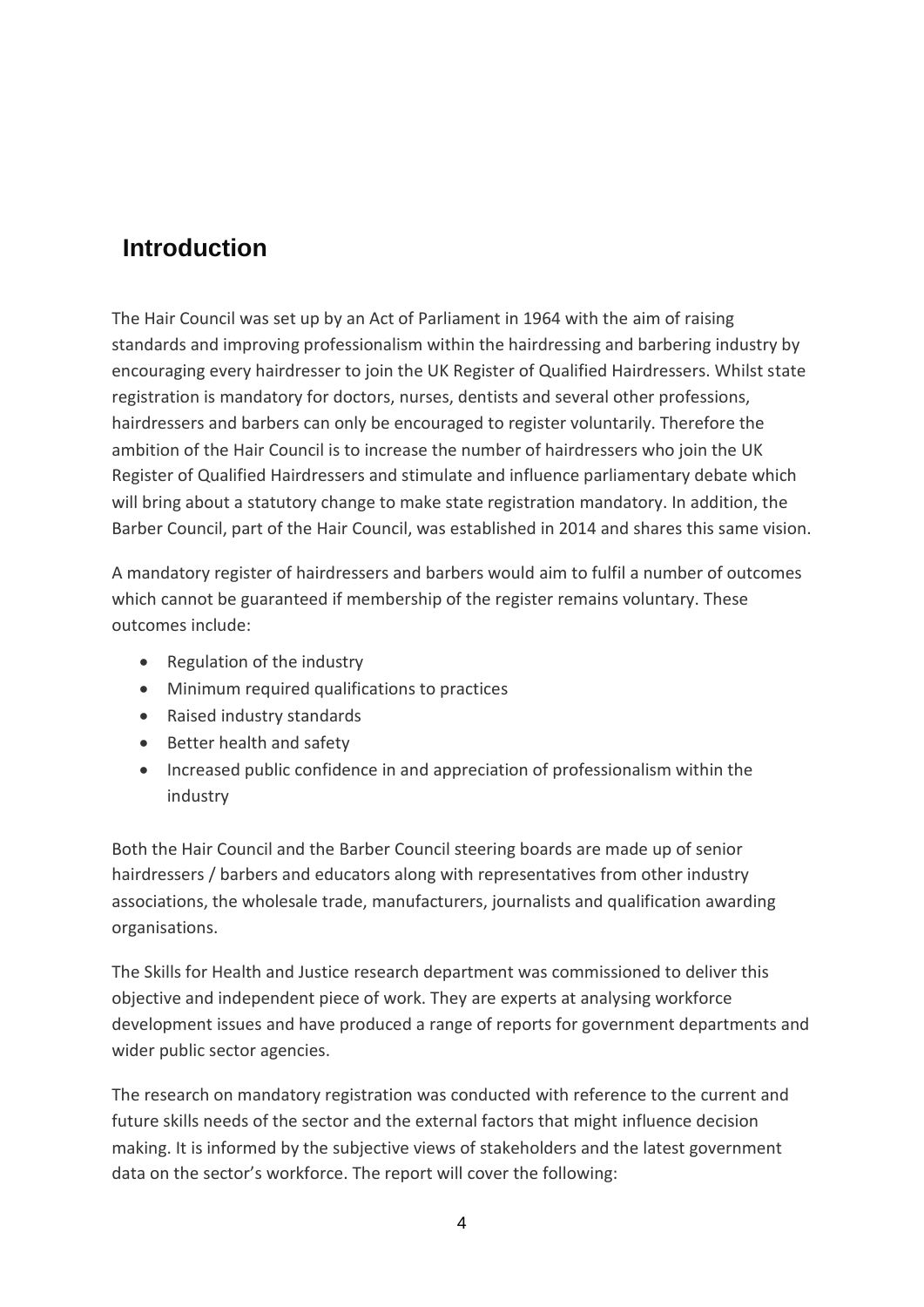## Introduction

The Hair Council was set up by an Act of Parliament in 1964 with the aim of raising standards and improving professionalism within the hairdressing and barbering industry by encouraging every hairdresser to join the UK Register of Qualified Hairdressers. Whilst state registration is mandatory for doctors, nurses, dentists and several other professions, hairdressers and barbers can only be encouraged to register voluntarily. Therefore the ambition of the Hair Council is to increase the number of hairdressers who join the UK Register of Qualified Hairdressers and stimulate and influence parliamentary debate which will bring about a statutory change to make state registration mandatory. In addition, the Barber Council, part of the Hair Council, was established in 2014 and shares this same vision.

A mandatory register of hairdressers and barbers would aim to fulfil a number of outcomes which cannot be guaranteed if membership of the register remains voluntary. These outcomes include:

- Regulation of the industry
- Minimum required qualifications to practices
- Raised industry standards
- Better health and safety
- Increased public confidence in and appreciation of professionalism within the industry

Both the Hair Council and the Barber Council steering boards are made up of senior hairdressers / barbers and educators along with representatives from other industry associations, the wholesale trade, manufacturers, journalists and qualification awarding organisations.

The Skills for Health and Justice research department was commissioned to deliver this objective and independent piece of work. They are experts at analysing workforce development issues and have produced a range of reports for government departments and wider public sector agencies.

The research on mandatory registration was conducted with reference to the current and future skills needs of the sector and the external factors that might influence decision making. It is informed by the subjective views of stakeholders and the latest government data on the sector's workforce. The report will cover the following: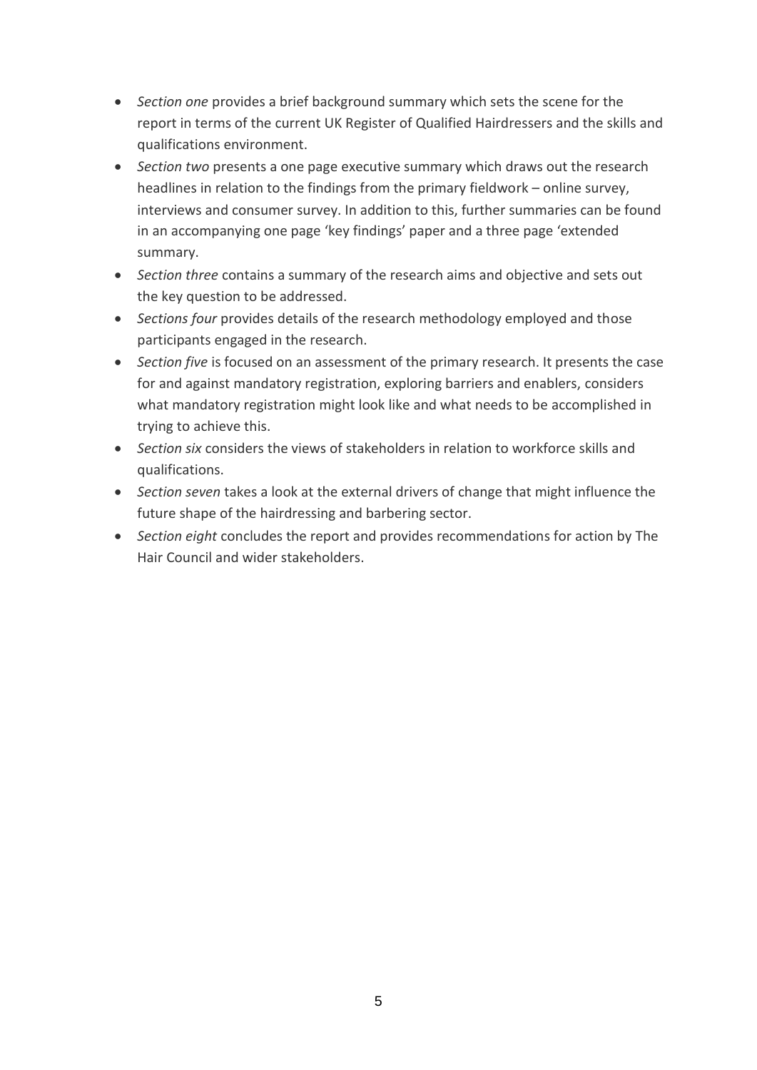- *Section one* provides a brief background summary which sets the scene for the report in terms of the current UK Register of Qualified Hairdressers and the skills and qualifications environment.
- *Section two* presents a one page executive summary which draws out the research headlines in relation to the findings from the primary fieldwork – online survey, interviews and consumer survey. In addition to this, further summaries can be found in an accompanying one page 'key findings' paper and a three page 'extended summary.
- *Section three* contains a summary of the research aims and objective and sets out the key question to be addressed.
- *Sections four* provides details of the research methodology employed and those participants engaged in the research.
- *Section five* is focused on an assessment of the primary research. It presents the case for and against mandatory registration, exploring barriers and enablers, considers what mandatory registration might look like and what needs to be accomplished in trying to achieve this.
- *Section six* considers the views of stakeholders in relation to workforce skills and qualifications.
- *Section seven* takes a look at the external drivers of change that might influence the future shape of the hairdressing and barbering sector.
- *Section eight* concludes the report and provides recommendations for action by The Hair Council and wider stakeholders.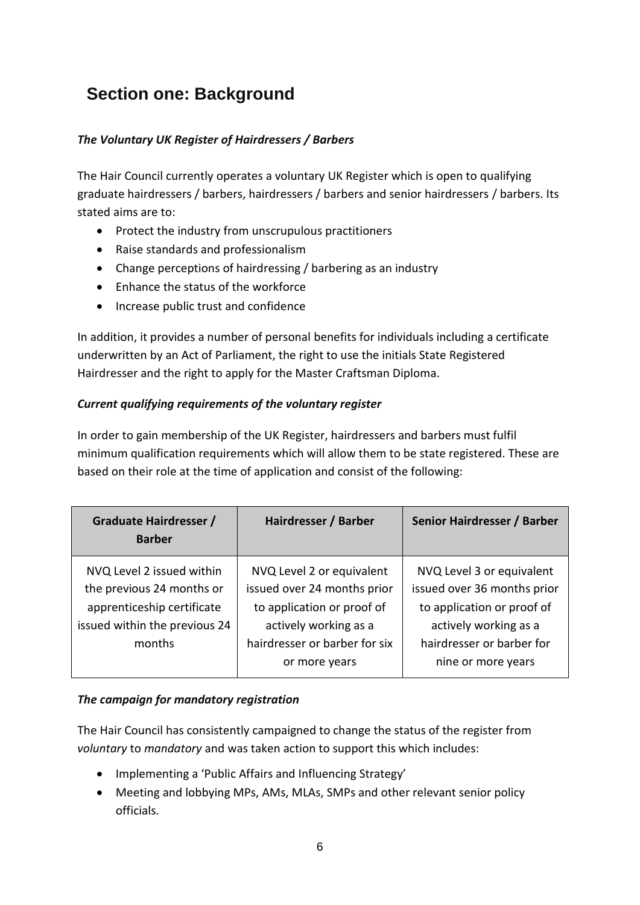## Section one: Background

### *The Voluntary UK Register of Hairdressers / Barbers*

The Hair Council currently operates a voluntary UK Register which is open to qualifying graduate hairdressers / barbers, hairdressers / barbers and senior hairdressers / barbers. Its stated aims are to:

- Protect the industry from unscrupulous practitioners
- Raise standards and professionalism
- Change perceptions of hairdressing / barbering as an industry
- Enhance the status of the workforce
- Increase public trust and confidence

In addition, it provides a number of personal benefits for individuals including a certificate underwritten by an Act of Parliament, the right to use the initials State Registered Hairdresser and the right to apply for the Master Craftsman Diploma.

### *Current qualifying requirements of the voluntary register*

In order to gain membership of the UK Register, hairdressers and barbers must fulfil minimum qualification requirements which will allow them to be state registered. These are based on their role at the time of application and consist of the following:

| Graduate Hairdresser / Barber | Hairdresser / Barber | Senior Hairdresser / Barber |
|---|---|---|
| NVQ Level 2 issued within the previous 24 months or apprenticeship certificate issued within the previous 24 months | NVQ Level 2 or equivalent issued over 24 months prior to application or proof of actively working as a hairdresser or barber for six or more years | NVQ Level 3 or equivalent issued over 36 months prior to application or proof of actively working as a hairdresser or barber for nine or more years |

### *The campaign for mandatory registration*

The Hair Council has consistently campaigned to change the status of the register from *voluntary* to *mandatory* and was taken action to support this which includes:

- Implementing a 'Public Affairs and Influencing Strategy'
- Meeting and lobbying MPs, AMs, MLAs, SMPs and other relevant senior policy officials.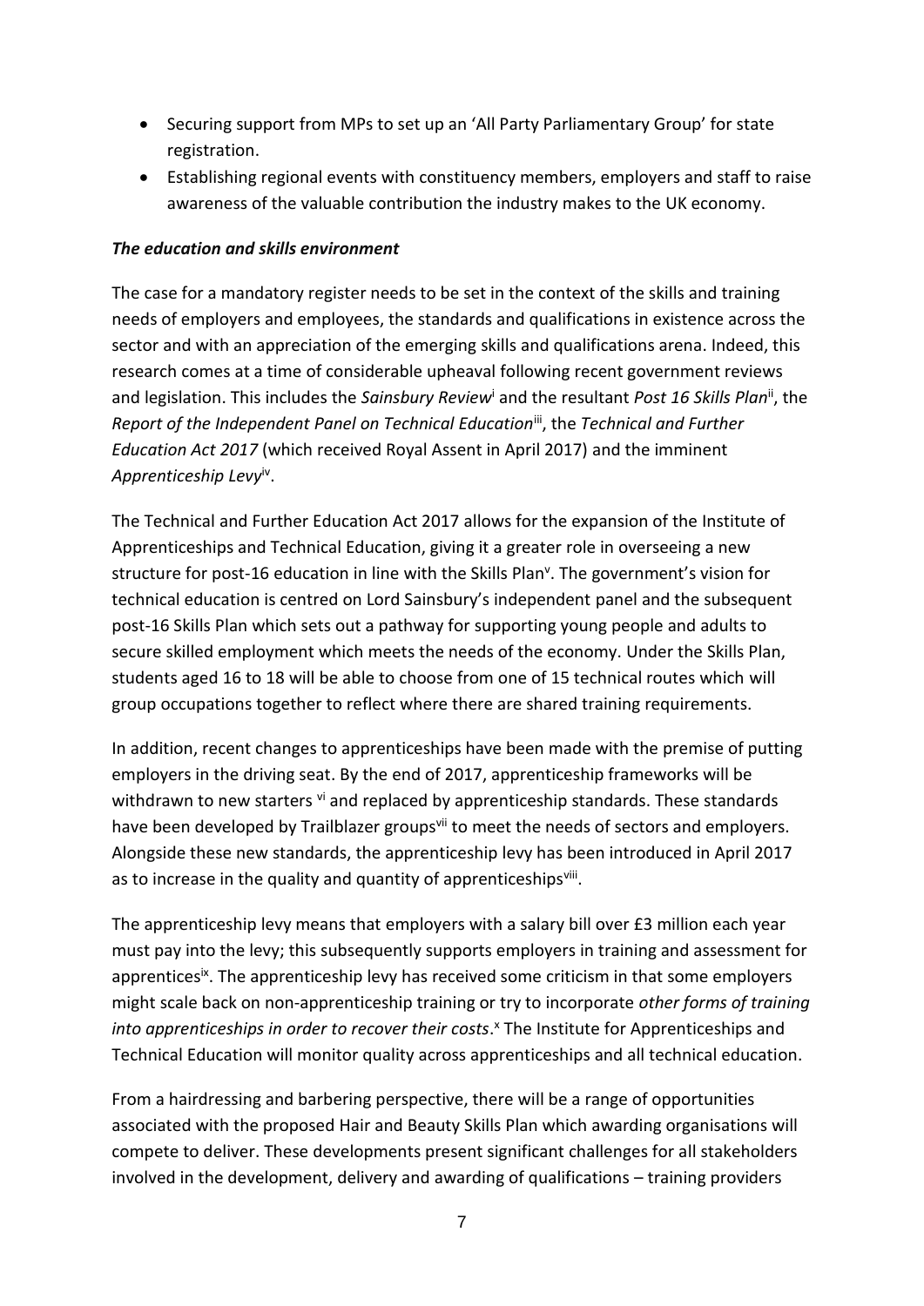- Securing support from MPs to set up an 'All Party Parliamentary Group' for state registration.
- Establishing regional events with constituency members, employers and staff to raise awareness of the valuable contribution the industry makes to the UK economy.

***The education and skills environment***

The case for a mandatory register needs to be set in the context of the skills and training needs of employers and employees, the standards and qualifications in existence across the sector and with an appreciation of the emerging skills and qualifications arena. Indeed, this research comes at a time of considerable upheaval following recent government reviews and legislation. This includes the *Sainsbury Review*[i] and the resultant *Post 16 Skills Plan*[ii], the *Report of the Independent Panel on Technical Education*[iii], the *Technical and Further Education Act 2017* (which received Royal Assent in April 2017) and the imminent *Apprenticeship Levy*[iv].

The Technical and Further Education Act 2017 allows for the expansion of the Institute of Apprenticeships and Technical Education, giving it a greater role in overseeing a new structure for post-16 education in line with the Skills Plan[v]. The government's vision for technical education is centred on Lord Sainsbury's independent panel and the subsequent post-16 Skills Plan which sets out a pathway for supporting young people and adults to secure skilled employment which meets the needs of the economy. Under the Skills Plan, students aged 16 to 18 will be able to choose from one of 15 technical routes which will group occupations together to reflect where there are shared training requirements.

In addition, recent changes to apprenticeships have been made with the premise of putting employers in the driving seat. By the end of 2017, apprenticeship frameworks will be withdrawn to new starters [vi] and replaced by apprenticeship standards. These standards have been developed by Trailblazer groups[vii] to meet the needs of sectors and employers. Alongside these new standards, the apprenticeship levy has been introduced in April 2017 as to increase in the quality and quantity of apprenticeships[viii].

The apprenticeship levy means that employers with a salary bill over £3 million each year must pay into the levy; this subsequently supports employers in training and assessment for apprentices[ix]. The apprenticeship levy has received some criticism in that some employers might scale back on non-apprenticeship training or try to incorporate *other forms of training into apprenticeships in order to recover their costs*.[x] The Institute for Apprenticeships and Technical Education will monitor quality across apprenticeships and all technical education.

From a hairdressing and barbering perspective, there will be a range of opportunities associated with the proposed Hair and Beauty Skills Plan which awarding organisations will compete to deliver. These developments present significant challenges for all stakeholders involved in the development, delivery and awarding of qualifications – training providers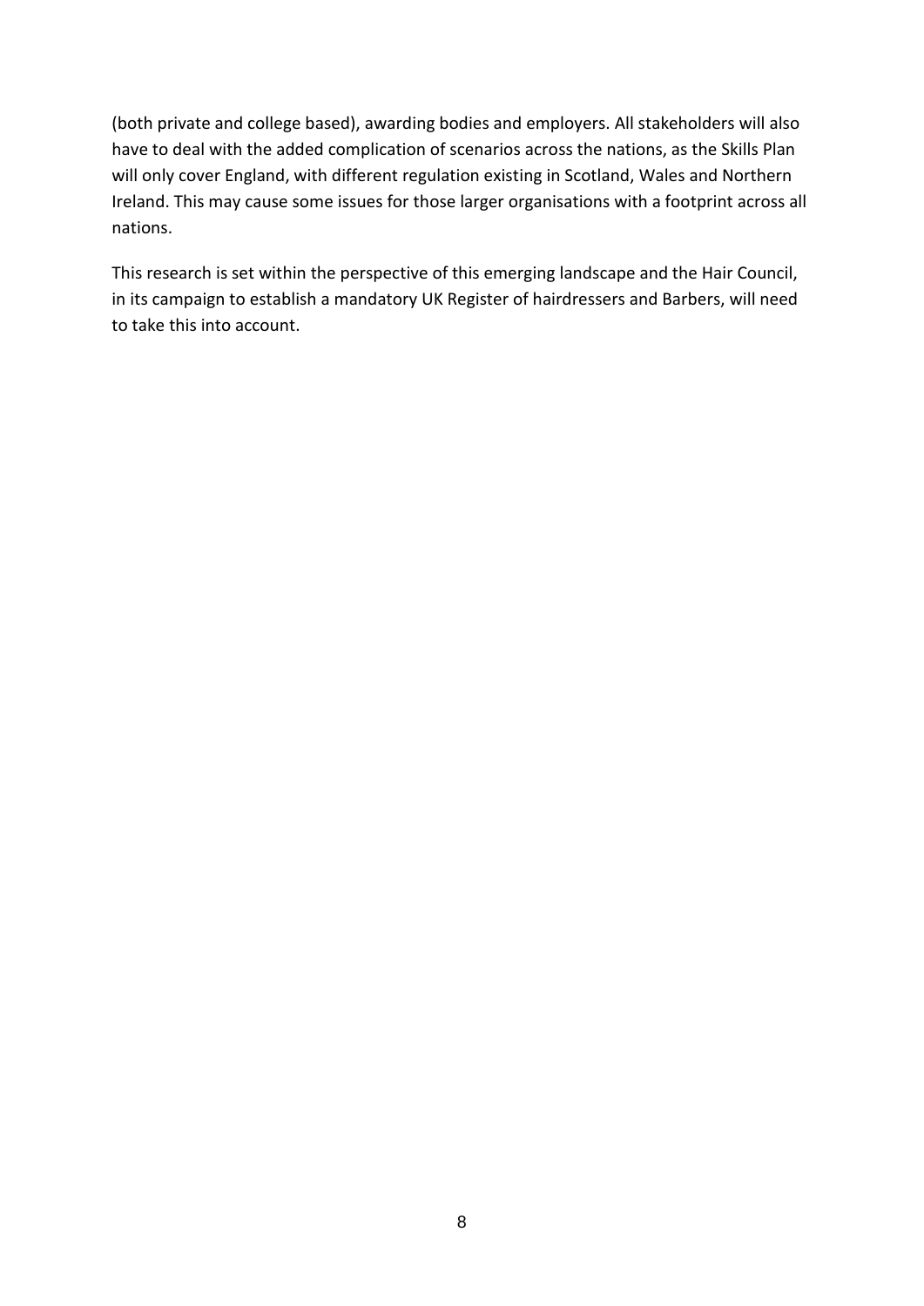(both private and college based), awarding bodies and employers. All stakeholders will also have to deal with the added complication of scenarios across the nations, as the Skills Plan will only cover England, with different regulation existing in Scotland, Wales and Northern Ireland. This may cause some issues for those larger organisations with a footprint across all nations.

This research is set within the perspective of this emerging landscape and the Hair Council, in its campaign to establish a mandatory UK Register of hairdressers and Barbers, will need to take this into account.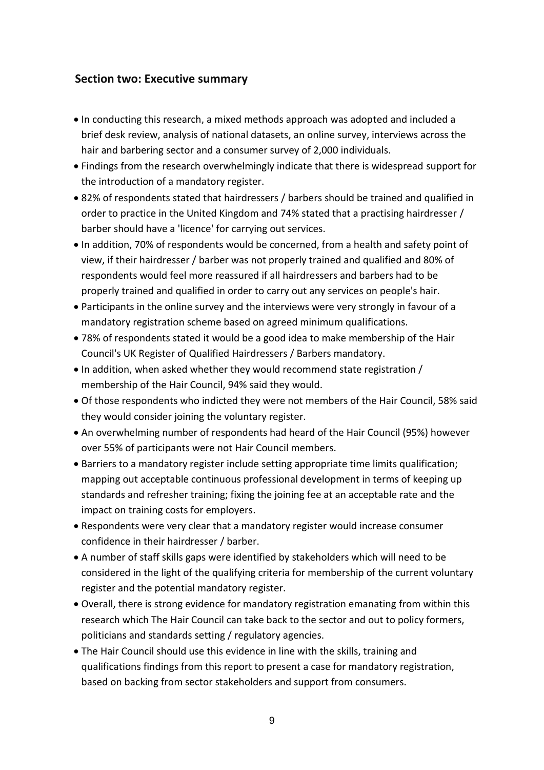## Section two: Executive summary

- In conducting this research, a mixed methods approach was adopted and included a brief desk review, analysis of national datasets, an online survey, interviews across the hair and barbering sector and a consumer survey of 2,000 individuals.
- Findings from the research overwhelmingly indicate that there is widespread support for the introduction of a mandatory register.
- 82% of respondents stated that hairdressers / barbers should be trained and qualified in order to practice in the United Kingdom and 74% stated that a practising hairdresser / barber should have a 'licence' for carrying out services.
- In addition, 70% of respondents would be concerned, from a health and safety point of view, if their hairdresser / barber was not properly trained and qualified and 80% of respondents would feel more reassured if all hairdressers and barbers had to be properly trained and qualified in order to carry out any services on people's hair.
- Participants in the online survey and the interviews were very strongly in favour of a mandatory registration scheme based on agreed minimum qualifications.
- 78% of respondents stated it would be a good idea to make membership of the Hair Council's UK Register of Qualified Hairdressers / Barbers mandatory.
- In addition, when asked whether they would recommend state registration / membership of the Hair Council, 94% said they would.
- Of those respondents who indicted they were not members of the Hair Council, 58% said they would consider joining the voluntary register.
- An overwhelming number of respondents had heard of the Hair Council (95%) however over 55% of participants were not Hair Council members.
- Barriers to a mandatory register include setting appropriate time limits qualification; mapping out acceptable continuous professional development in terms of keeping up standards and refresher training; fixing the joining fee at an acceptable rate and the impact on training costs for employers.
- Respondents were very clear that a mandatory register would increase consumer confidence in their hairdresser / barber.
- A number of staff skills gaps were identified by stakeholders which will need to be considered in the light of the qualifying criteria for membership of the current voluntary register and the potential mandatory register.
- Overall, there is strong evidence for mandatory registration emanating from within this research which The Hair Council can take back to the sector and out to policy formers, politicians and standards setting / regulatory agencies.
- The Hair Council should use this evidence in line with the skills, training and qualifications findings from this report to present a case for mandatory registration, based on backing from sector stakeholders and support from consumers.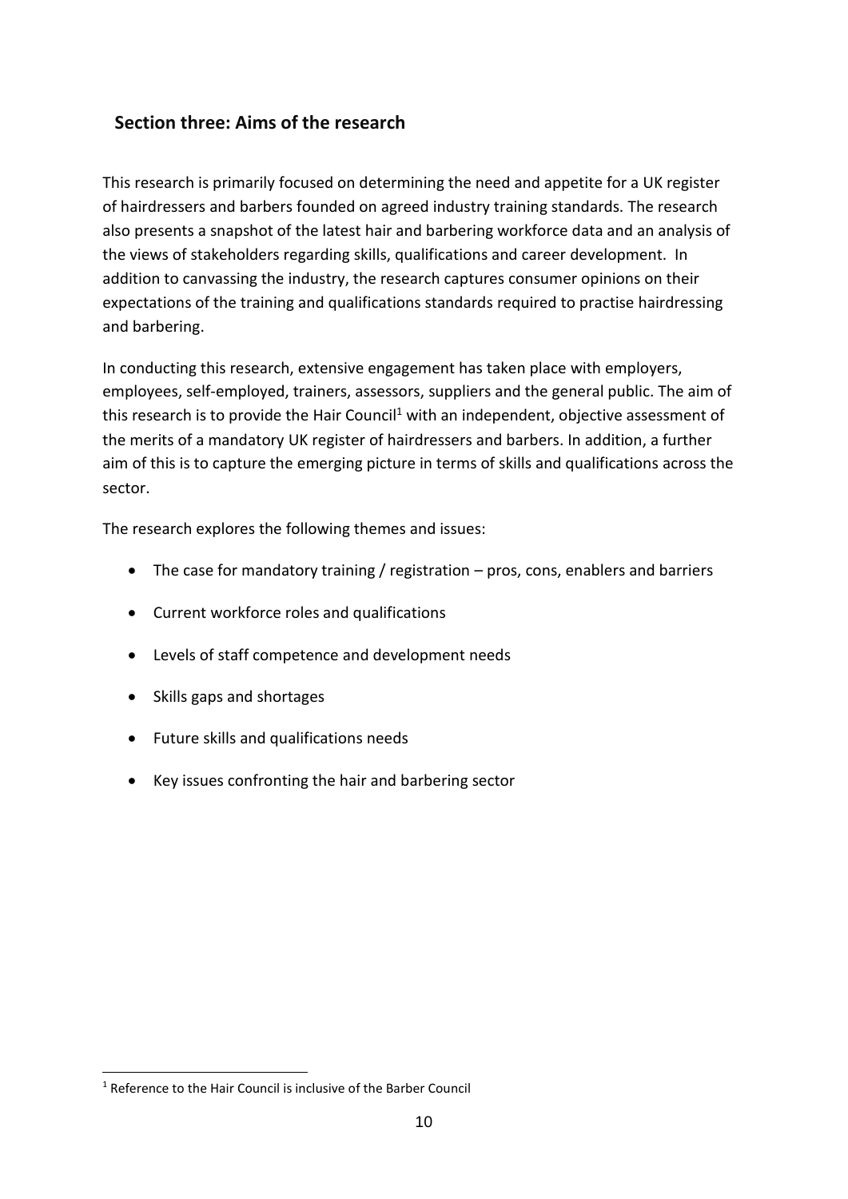## Section three: Aims of the research

This research is primarily focused on determining the need and appetite for a UK register of hairdressers and barbers founded on agreed industry training standards. The research also presents a snapshot of the latest hair and barbering workforce data and an analysis of the views of stakeholders regarding skills, qualifications and career development. In addition to canvassing the industry, the research captures consumer opinions on their expectations of the training and qualifications standards required to practise hairdressing and barbering.

In conducting this research, extensive engagement has taken place with employers, employees, self-employed, trainers, assessors, suppliers and the general public. The aim of this research is to provide the Hair Council[1] with an independent, objective assessment of the merits of a mandatory UK register of hairdressers and barbers. In addition, a further aim of this is to capture the emerging picture in terms of skills and qualifications across the sector.

The research explores the following themes and issues:

- The case for mandatory training / registration – pros, cons, enablers and barriers
- Current workforce roles and qualifications
- Levels of staff competence and development needs
- Skills gaps and shortages
- Future skills and qualifications needs
- Key issues confronting the hair and barbering sector

[1] Reference to the Hair Council is inclusive of the Barber Council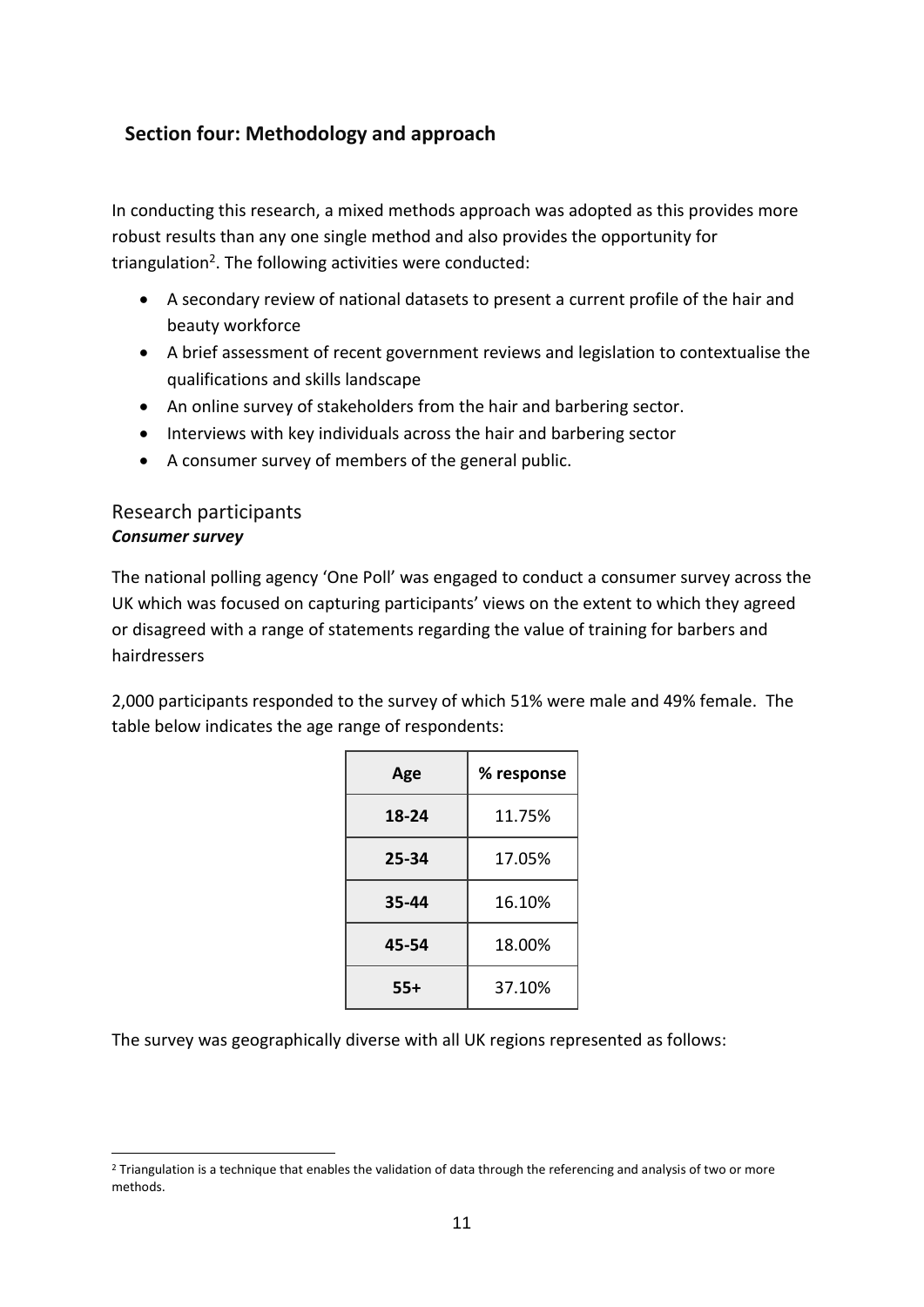## Section four: Methodology and approach

In conducting this research, a mixed methods approach was adopted as this provides more robust results than any one single method and also provides the opportunity for triangulation[2]. The following activities were conducted:

- A secondary review of national datasets to present a current profile of the hair and beauty workforce
- A brief assessment of recent government reviews and legislation to contextualise the qualifications and skills landscape
- An online survey of stakeholders from the hair and barbering sector.
- Interviews with key individuals across the hair and barbering sector
- A consumer survey of members of the general public.

### Research participants

#### *Consumer survey*

The national polling agency 'One Poll' was engaged to conduct a consumer survey across the UK which was focused on capturing participants' views on the extent to which they agreed or disagreed with a range of statements regarding the value of training for barbers and hairdressers

2,000 participants responded to the survey of which 51% were male and 49% female. The table below indicates the age range of respondents:

| Age | % response |
|---|---|
| **18-24** | 11.75% |
| **25-34** | 17.05% |
| **35-44** | 16.10% |
| **45-54** | 18.00% |
| **55+** | 37.10% |

The survey was geographically diverse with all UK regions represented as follows:

[2] Triangulation is a technique that enables the validation of data through the referencing and analysis of two or more methods.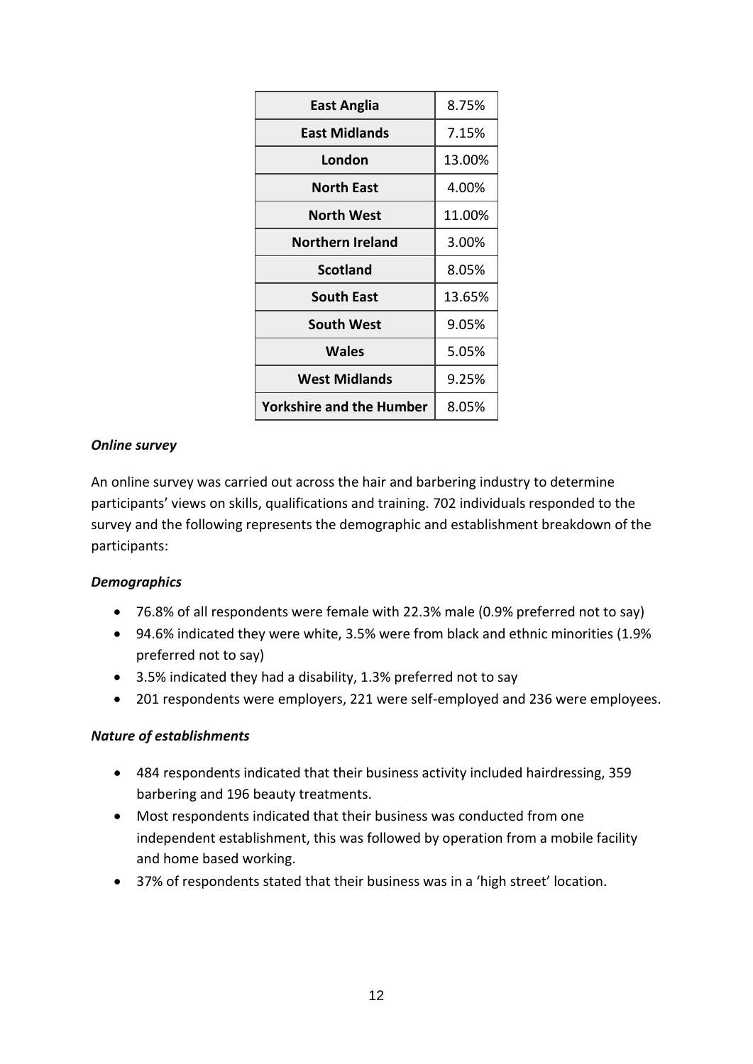| | |
|---|---|
| **East Anglia** | 8.75% |
| **East Midlands** | 7.15% |
| **London** | 13.00% |
| **North East** | 4.00% |
| **North West** | 11.00% |
| **Northern Ireland** | 3.00% |
| **Scotland** | 8.05% |
| **South East** | 13.65% |
| **South West** | 9.05% |
| **Wales** | 5.05% |
| **West Midlands** | 9.25% |
| **Yorkshire and the Humber** | 8.05% |

***Online survey***

An online survey was carried out across the hair and barbering industry to determine participants' views on skills, qualifications and training. 702 individuals responded to the survey and the following represents the demographic and establishment breakdown of the participants:

***Demographics***

- 76.8% of all respondents were female with 22.3% male (0.9% preferred not to say)
- 94.6% indicated they were white, 3.5% were from black and ethnic minorities (1.9% preferred not to say)
- 3.5% indicated they had a disability, 1.3% preferred not to say
- 201 respondents were employers, 221 were self-employed and 236 were employees.

***Nature of establishments***

- 484 respondents indicated that their business activity included hairdressing, 359 barbering and 196 beauty treatments.
- Most respondents indicated that their business was conducted from one independent establishment, this was followed by operation from a mobile facility and home based working.
- 37% of respondents stated that their business was in a 'high street' location.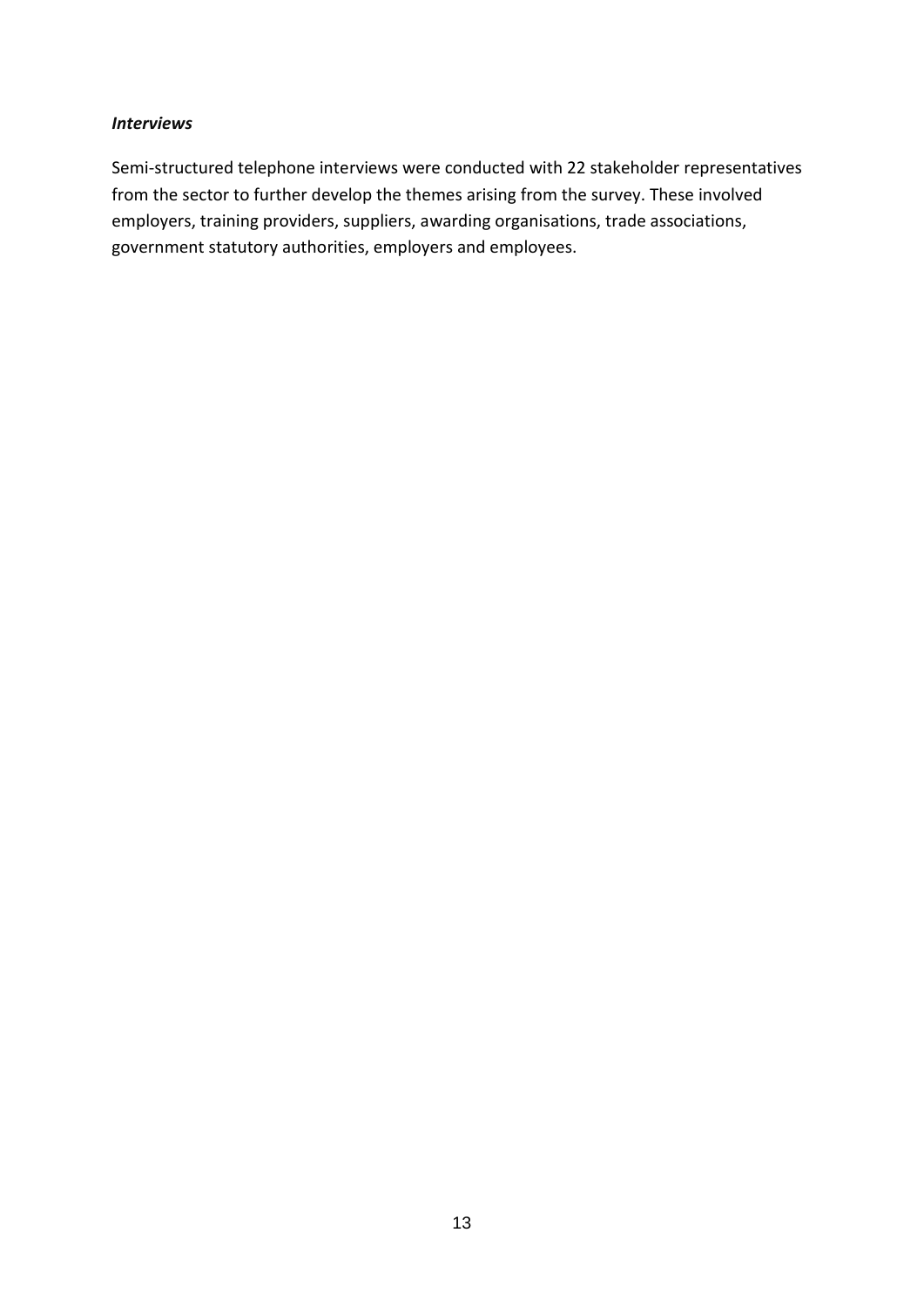***Interviews***

Semi-structured telephone interviews were conducted with 22 stakeholder representatives from the sector to further develop the themes arising from the survey. These involved employers, training providers, suppliers, awarding organisations, trade associations, government statutory authorities, employers and employees.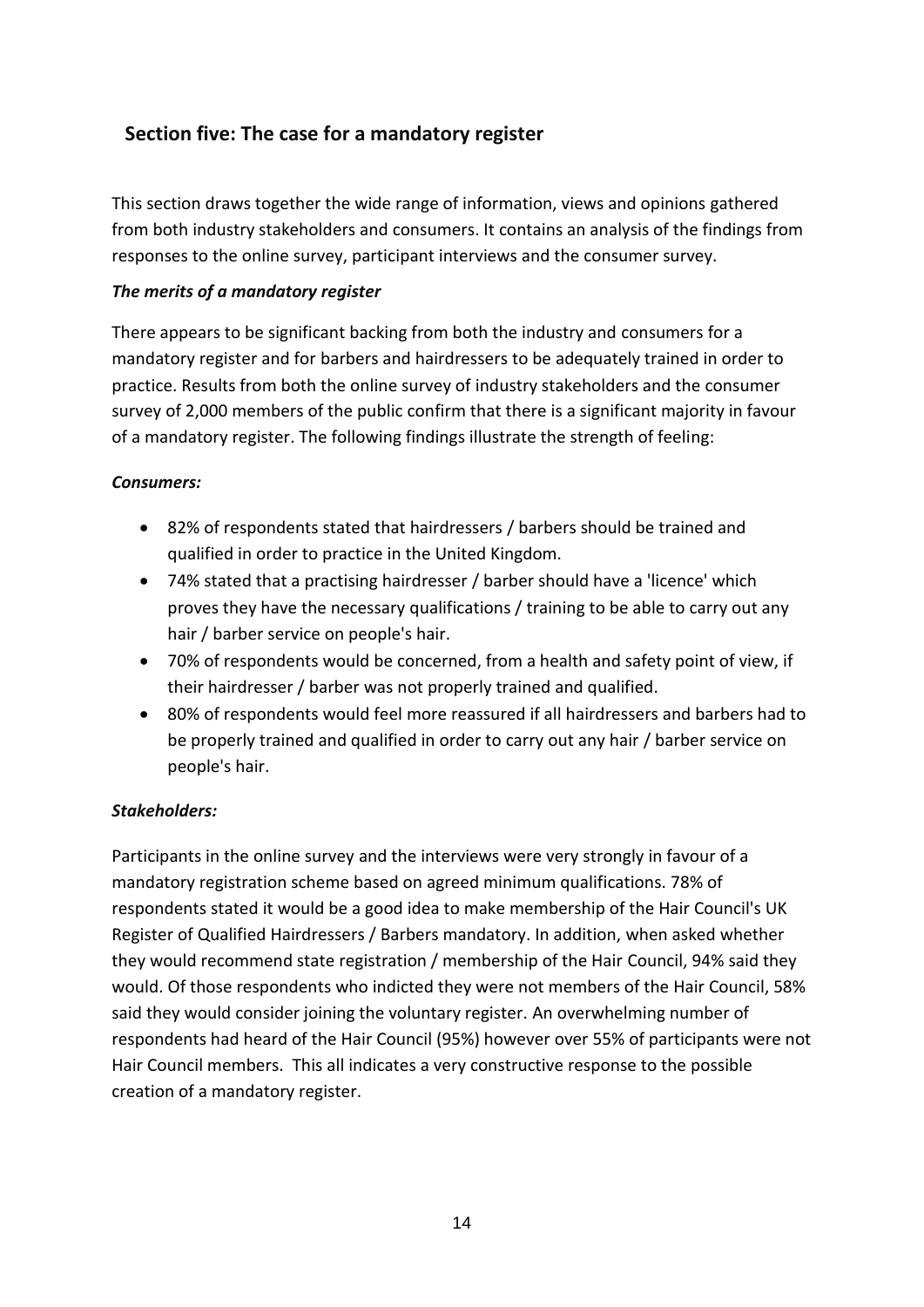## Section five: The case for a mandatory register

This section draws together the wide range of information, views and opinions gathered from both industry stakeholders and consumers. It contains an analysis of the findings from responses to the online survey, participant interviews and the consumer survey.

***The merits of a mandatory register***

There appears to be significant backing from both the industry and consumers for a mandatory register and for barbers and hairdressers to be adequately trained in order to practice. Results from both the online survey of industry stakeholders and the consumer survey of 2,000 members of the public confirm that there is a significant majority in favour of a mandatory register. The following findings illustrate the strength of feeling:

***Consumers:***

- 82% of respondents stated that hairdressers / barbers should be trained and qualified in order to practice in the United Kingdom.
- 74% stated that a practising hairdresser / barber should have a 'licence' which proves they have the necessary qualifications / training to be able to carry out any hair / barber service on people's hair.
- 70% of respondents would be concerned, from a health and safety point of view, if their hairdresser / barber was not properly trained and qualified.
- 80% of respondents would feel more reassured if all hairdressers and barbers had to be properly trained and qualified in order to carry out any hair / barber service on people's hair.

***Stakeholders:***

Participants in the online survey and the interviews were very strongly in favour of a mandatory registration scheme based on agreed minimum qualifications. 78% of respondents stated it would be a good idea to make membership of the Hair Council's UK Register of Qualified Hairdressers / Barbers mandatory. In addition, when asked whether they would recommend state registration / membership of the Hair Council, 94% said they would. Of those respondents who indicted they were not members of the Hair Council, 58% said they would consider joining the voluntary register. An overwhelming number of respondents had heard of the Hair Council (95%) however over 55% of participants were not Hair Council members. This all indicates a very constructive response to the possible creation of a mandatory register.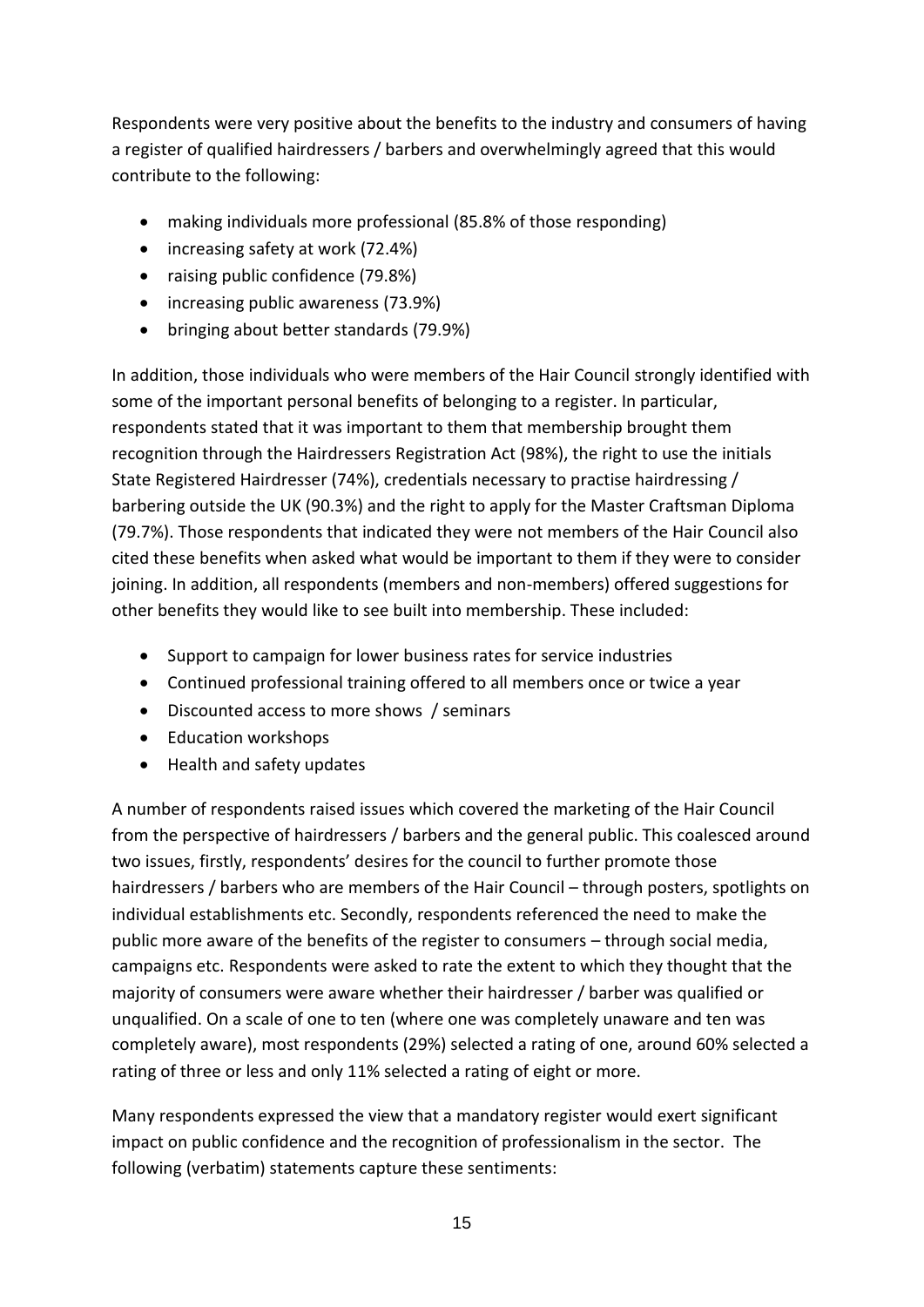Respondents were very positive about the benefits to the industry and consumers of having a register of qualified hairdressers / barbers and overwhelmingly agreed that this would contribute to the following:

- making individuals more professional (85.8% of those responding)
- increasing safety at work (72.4%)
- raising public confidence (79.8%)
- increasing public awareness (73.9%)
- bringing about better standards (79.9%)

In addition, those individuals who were members of the Hair Council strongly identified with some of the important personal benefits of belonging to a register. In particular, respondents stated that it was important to them that membership brought them recognition through the Hairdressers Registration Act (98%), the right to use the initials State Registered Hairdresser (74%), credentials necessary to practise hairdressing / barbering outside the UK (90.3%) and the right to apply for the Master Craftsman Diploma (79.7%). Those respondents that indicated they were not members of the Hair Council also cited these benefits when asked what would be important to them if they were to consider joining. In addition, all respondents (members and non-members) offered suggestions for other benefits they would like to see built into membership. These included:

- Support to campaign for lower business rates for service industries
- Continued professional training offered to all members once or twice a year
- Discounted access to more shows / seminars
- Education workshops
- Health and safety updates

A number of respondents raised issues which covered the marketing of the Hair Council from the perspective of hairdressers / barbers and the general public. This coalesced around two issues, firstly, respondents' desires for the council to further promote those hairdressers / barbers who are members of the Hair Council – through posters, spotlights on individual establishments etc. Secondly, respondents referenced the need to make the public more aware of the benefits of the register to consumers – through social media, campaigns etc. Respondents were asked to rate the extent to which they thought that the majority of consumers were aware whether their hairdresser / barber was qualified or unqualified. On a scale of one to ten (where one was completely unaware and ten was completely aware), most respondents (29%) selected a rating of one, around 60% selected a rating of three or less and only 11% selected a rating of eight or more.

Many respondents expressed the view that a mandatory register would exert significant impact on public confidence and the recognition of professionalism in the sector. The following (verbatim) statements capture these sentiments: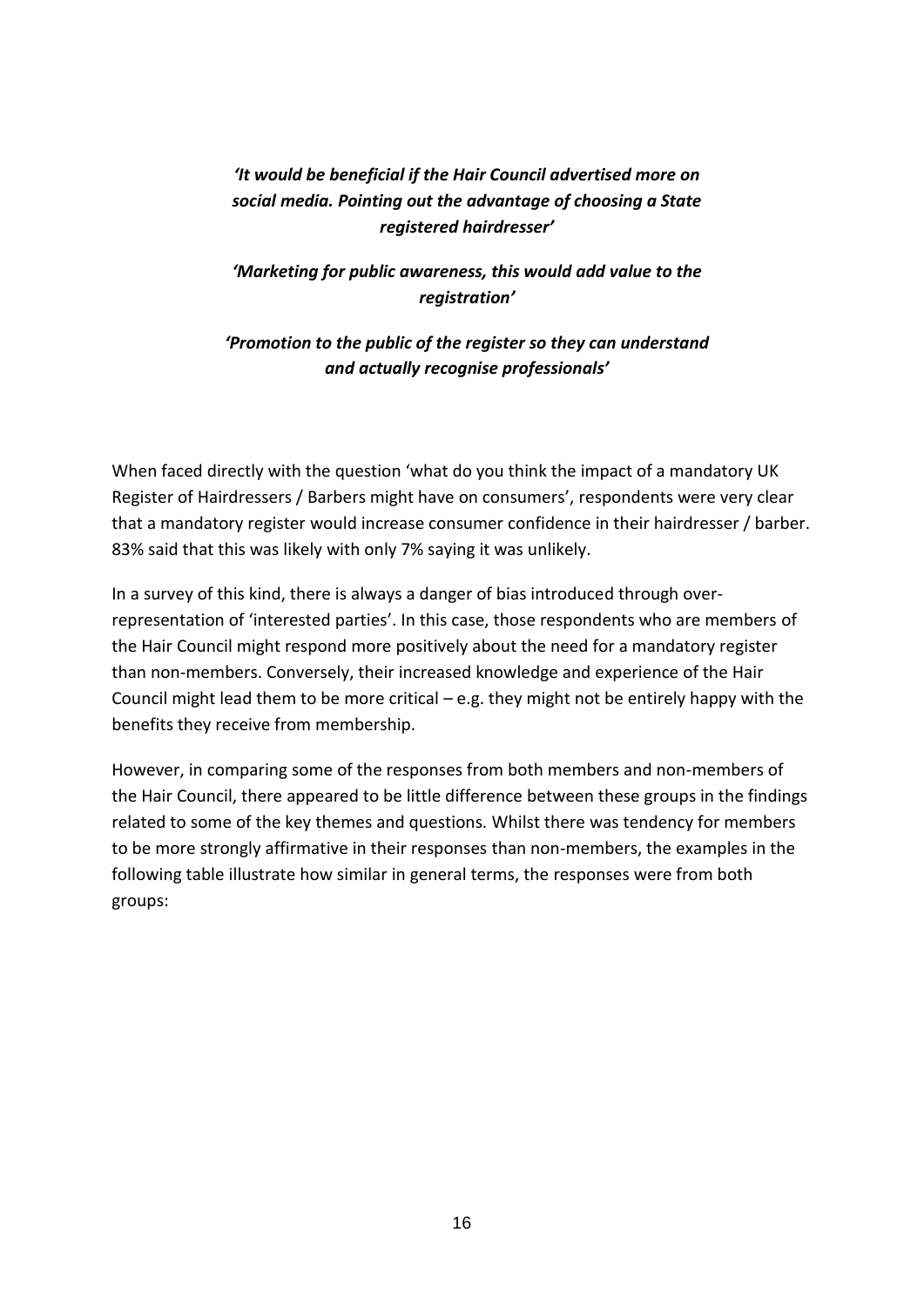***'It would be beneficial if the Hair Council advertised more on social media. Pointing out the advantage of choosing a State registered hairdresser'***

***'Marketing for public awareness, this would add value to the registration'***

***'Promotion to the public of the register so they can understand and actually recognise professionals'***

When faced directly with the question 'what do you think the impact of a mandatory UK Register of Hairdressers / Barbers might have on consumers', respondents were very clear that a mandatory register would increase consumer confidence in their hairdresser / barber. 83% said that this was likely with only 7% saying it was unlikely.

In a survey of this kind, there is always a danger of bias introduced through over-representation of 'interested parties'. In this case, those respondents who are members of the Hair Council might respond more positively about the need for a mandatory register than non-members. Conversely, their increased knowledge and experience of the Hair Council might lead them to be more critical – e.g. they might not be entirely happy with the benefits they receive from membership.

However, in comparing some of the responses from both members and non-members of the Hair Council, there appeared to be little difference between these groups in the findings related to some of the key themes and questions. Whilst there was tendency for members to be more strongly affirmative in their responses than non-members, the examples in the following table illustrate how similar in general terms, the responses were from both groups: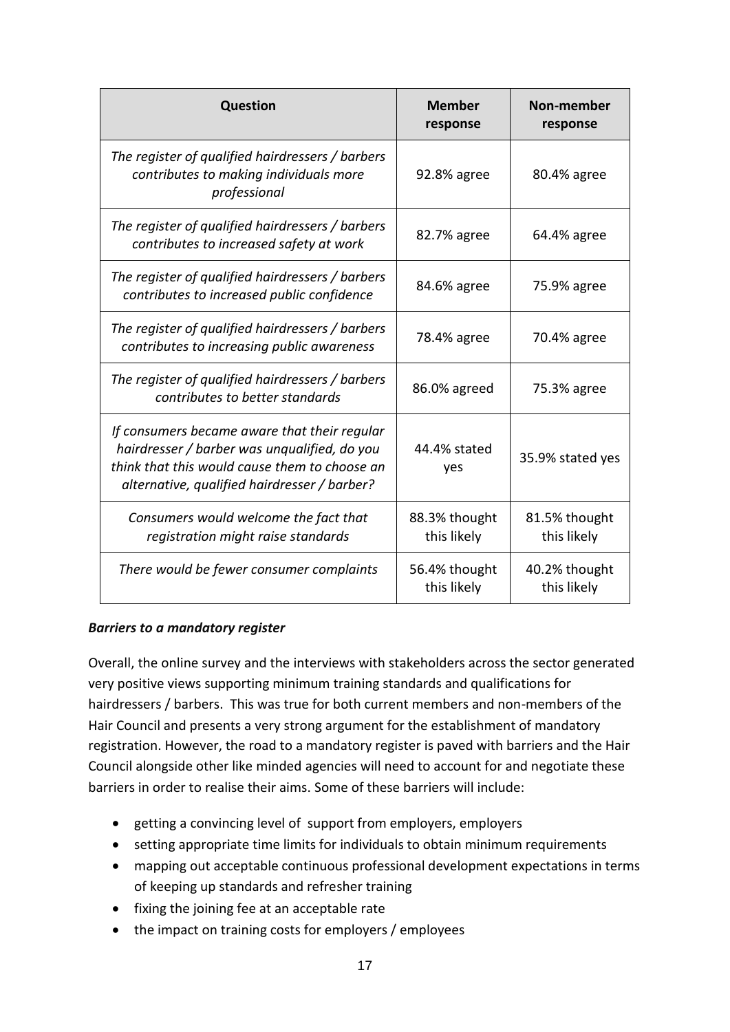| Question | Member response | Non-member response |
|---|---|---|
| *The register of qualified hairdressers / barbers contributes to making individuals more professional* | 92.8% agree | 80.4% agree |
| *The register of qualified hairdressers / barbers contributes to increased safety at work* | 82.7% agree | 64.4% agree |
| *The register of qualified hairdressers / barbers contributes to increased public confidence* | 84.6% agree | 75.9% agree |
| *The register of qualified hairdressers / barbers contributes to increasing public awareness* | 78.4% agree | 70.4% agree |
| *The register of qualified hairdressers / barbers contributes to better standards* | 86.0% agreed | 75.3% agree |
| *If consumers became aware that their regular hairdresser / barber was unqualified, do you think that this would cause them to choose an alternative, qualified hairdresser / barber?* | 44.4% stated yes | 35.9% stated yes |
| *Consumers would welcome the fact that registration might raise standards* | 88.3% thought this likely | 81.5% thought this likely |
| *There would be fewer consumer complaints* | 56.4% thought this likely | 40.2% thought this likely |

***Barriers to a mandatory register***

Overall, the online survey and the interviews with stakeholders across the sector generated very positive views supporting minimum training standards and qualifications for hairdressers / barbers. This was true for both current members and non-members of the Hair Council and presents a very strong argument for the establishment of mandatory registration. However, the road to a mandatory register is paved with barriers and the Hair Council alongside other like minded agencies will need to account for and negotiate these barriers in order to realise their aims. Some of these barriers will include:

- getting a convincing level of support from employers, employers
- setting appropriate time limits for individuals to obtain minimum requirements
- mapping out acceptable continuous professional development expectations in terms of keeping up standards and refresher training
- fixing the joining fee at an acceptable rate
- the impact on training costs for employers / employees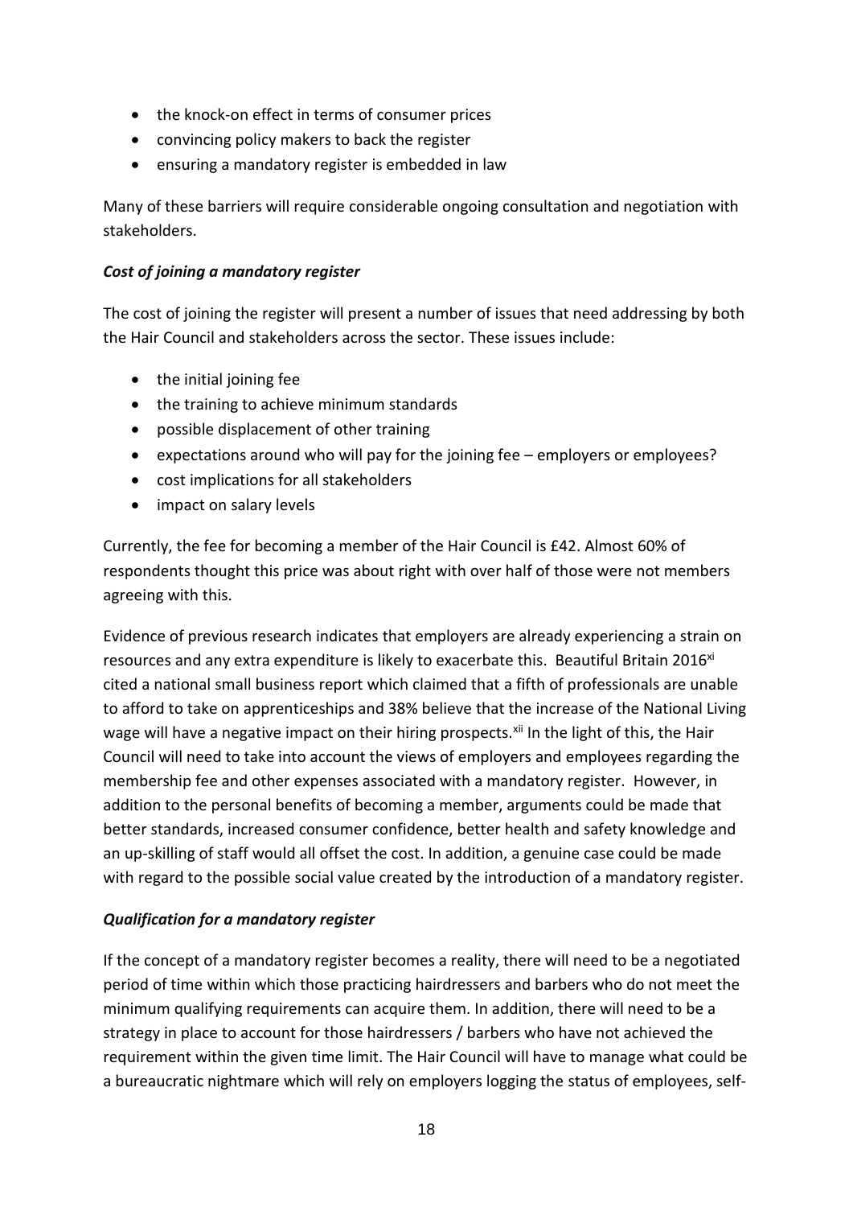- the knock-on effect in terms of consumer prices
- convincing policy makers to back the register
- ensuring a mandatory register is embedded in law

Many of these barriers will require considerable ongoing consultation and negotiation with stakeholders.

***Cost of joining a mandatory register***

The cost of joining the register will present a number of issues that need addressing by both the Hair Council and stakeholders across the sector. These issues include:

- the initial joining fee
- the training to achieve minimum standards
- possible displacement of other training
- expectations around who will pay for the joining fee – employers or employees?
- cost implications for all stakeholders
- impact on salary levels

Currently, the fee for becoming a member of the Hair Council is £42. Almost 60% of respondents thought this price was about right with over half of those were not members agreeing with this.

Evidence of previous research indicates that employers are already experiencing a strain on resources and any extra expenditure is likely to exacerbate this. Beautiful Britain 2016[xi] cited a national small business report which claimed that a fifth of professionals are unable to afford to take on apprenticeships and 38% believe that the increase of the National Living wage will have a negative impact on their hiring prospects.[xii] In the light of this, the Hair Council will need to take into account the views of employers and employees regarding the membership fee and other expenses associated with a mandatory register. However, in addition to the personal benefits of becoming a member, arguments could be made that better standards, increased consumer confidence, better health and safety knowledge and an up-skilling of staff would all offset the cost. In addition, a genuine case could be made with regard to the possible social value created by the introduction of a mandatory register.

***Qualification for a mandatory register***

If the concept of a mandatory register becomes a reality, there will need to be a negotiated period of time within which those practicing hairdressers and barbers who do not meet the minimum qualifying requirements can acquire them. In addition, there will need to be a strategy in place to account for those hairdressers / barbers who have not achieved the requirement within the given time limit. The Hair Council will have to manage what could be a bureaucratic nightmare which will rely on employers logging the status of employees, self-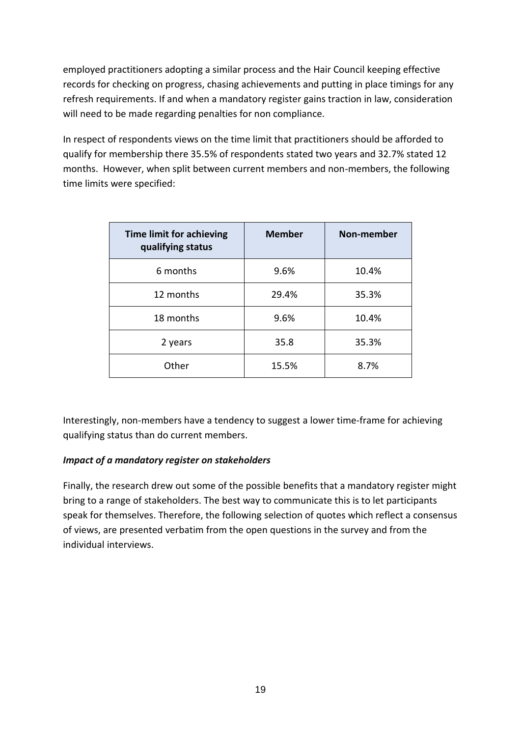employed practitioners adopting a similar process and the Hair Council keeping effective records for checking on progress, chasing achievements and putting in place timings for any refresh requirements. If and when a mandatory register gains traction in law, consideration will need to be made regarding penalties for non compliance.

In respect of respondents views on the time limit that practitioners should be afforded to qualify for membership there 35.5% of respondents stated two years and 32.7% stated 12 months. However, when split between current members and non-members, the following time limits were specified:

| Time limit for achieving qualifying status | Member | Non-member |
|---|---|---|
| 6 months | 9.6% | 10.4% |
| 12 months | 29.4% | 35.3% |
| 18 months | 9.6% | 10.4% |
| 2 years | 35.8 | 35.3% |
| Other | 15.5% | 8.7% |

Interestingly, non-members have a tendency to suggest a lower time-frame for achieving qualifying status than do current members.

***Impact of a mandatory register on stakeholders***

Finally, the research drew out some of the possible benefits that a mandatory register might bring to a range of stakeholders. The best way to communicate this is to let participants speak for themselves. Therefore, the following selection of quotes which reflect a consensus of views, are presented verbatim from the open questions in the survey and from the individual interviews.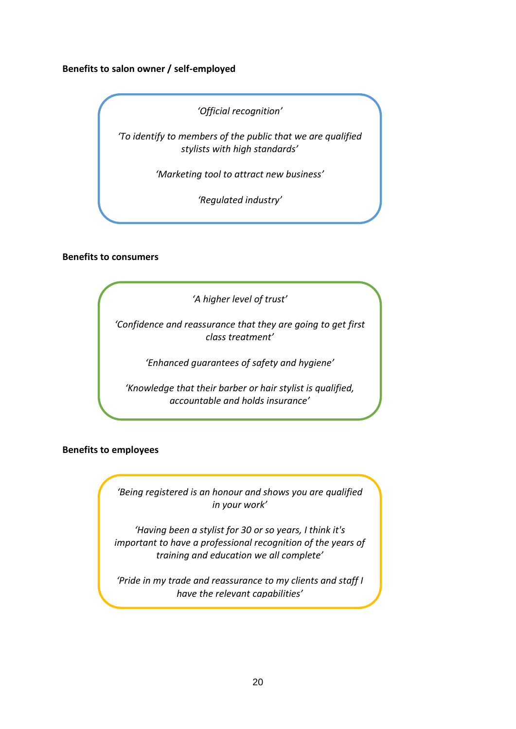**Benefits to salon owner / self-employed**

*'Official recognition'*

*'To identify to members of the public that we are qualified stylists with high standards'*

*'Marketing tool to attract new business'*

*'Regulated industry'*

**Benefits to consumers**

*'A higher level of trust'*

*'Confidence and reassurance that they are going to get first class treatment'*

*'Enhanced guarantees of safety and hygiene'*

*'Knowledge that their barber or hair stylist is qualified, accountable and holds insurance'*

**Benefits to employees**

*'Being registered is an honour and shows you are qualified in your work'*

*'Having been a stylist for 30 or so years, I think it's important to have a professional recognition of the years of training and education we all complete'*

*'Pride in my trade and reassurance to my clients and staff I have the relevant capabilities'*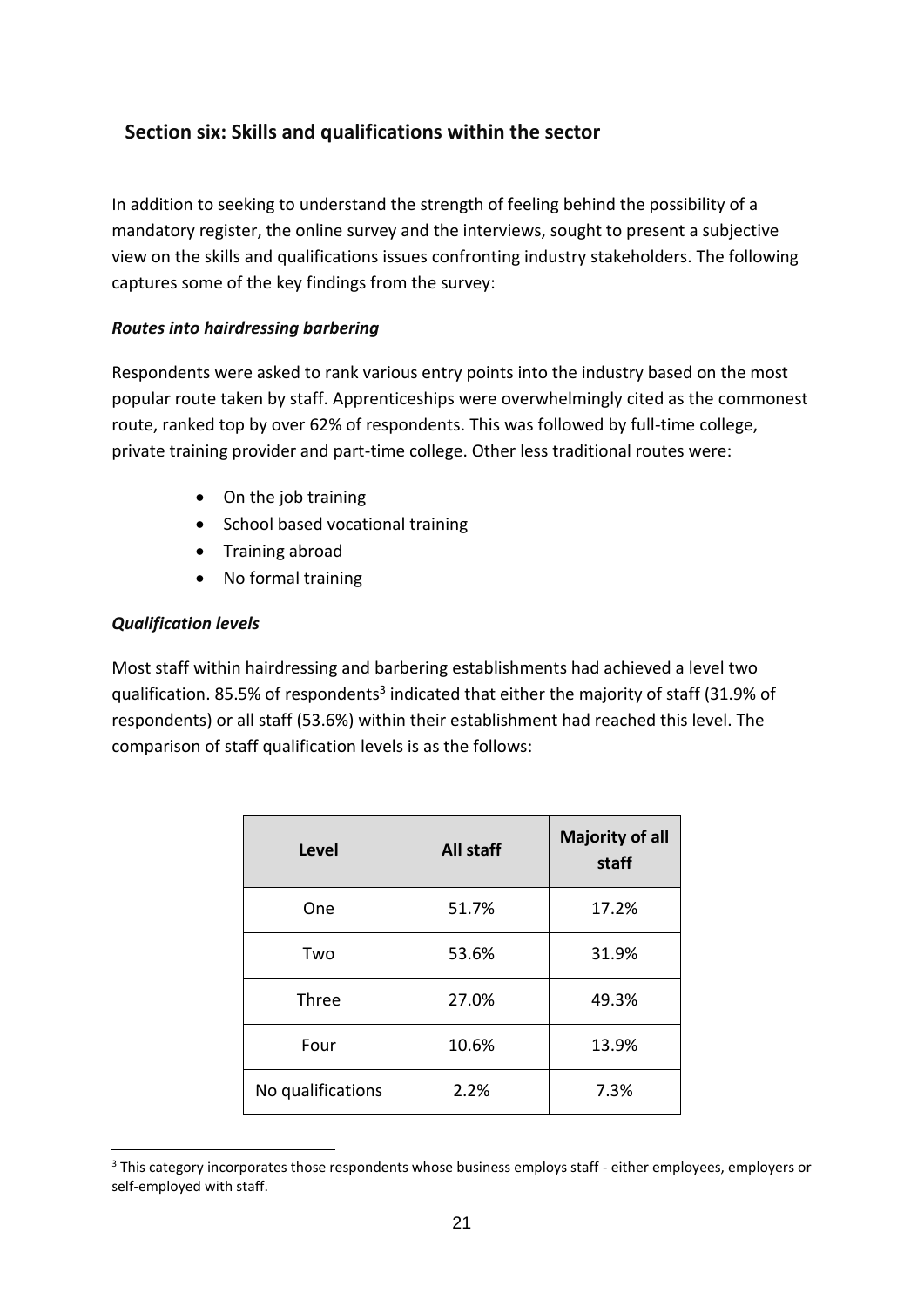## Section six: Skills and qualifications within the sector

In addition to seeking to understand the strength of feeling behind the possibility of a mandatory register, the online survey and the interviews, sought to present a subjective view on the skills and qualifications issues confronting industry stakeholders. The following captures some of the key findings from the survey:

### *Routes into hairdressing barbering*

Respondents were asked to rank various entry points into the industry based on the most popular route taken by staff. Apprenticeships were overwhelmingly cited as the commonest route, ranked top by over 62% of respondents. This was followed by full-time college, private training provider and part-time college. Other less traditional routes were:

- On the job training
- School based vocational training
- Training abroad
- No formal training

### *Qualification levels*

Most staff within hairdressing and barbering establishments had achieved a level two qualification. 85.5% of respondents[3] indicated that either the majority of staff (31.9% of respondents) or all staff (53.6%) within their establishment had reached this level. The comparison of staff qualification levels is as the follows:

| Level | All staff | Majority of all staff |
|---|---|---|
| One | 51.7% | 17.2% |
| Two | 53.6% | 31.9% |
| Three | 27.0% | 49.3% |
| Four | 10.6% | 13.9% |
| No qualifications | 2.2% | 7.3% |

[3] This category incorporates those respondents whose business employs staff - either employees, employers or self-employed with staff.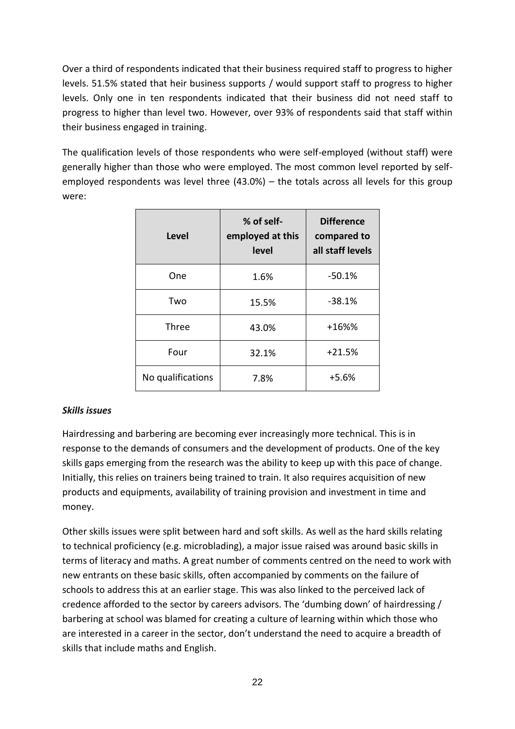Over a third of respondents indicated that their business required staff to progress to higher levels. 51.5% stated that heir business supports / would support staff to progress to higher levels. Only one in ten respondents indicated that their business did not need staff to progress to higher than level two. However, over 93% of respondents said that staff within their business engaged in training.

The qualification levels of those respondents who were self-employed (without staff) were generally higher than those who were employed. The most common level reported by self-employed respondents was level three (43.0%) – the totals across all levels for this group were:

| Level | % of self-employed at this level | Difference compared to all staff levels |
|---|---|---|
| One | 1.6% | -50.1% |
| Two | 15.5% | -38.1% |
| Three | 43.0% | +16%% |
| Four | 32.1% | +21.5% |
| No qualifications | 7.8% | +5.6% |

***Skills issues***

Hairdressing and barbering are becoming ever increasingly more technical. This is in response to the demands of consumers and the development of products. One of the key skills gaps emerging from the research was the ability to keep up with this pace of change. Initially, this relies on trainers being trained to train. It also requires acquisition of new products and equipments, availability of training provision and investment in time and money.

Other skills issues were split between hard and soft skills. As well as the hard skills relating to technical proficiency (e.g. microblading), a major issue raised was around basic skills in terms of literacy and maths. A great number of comments centred on the need to work with new entrants on these basic skills, often accompanied by comments on the failure of schools to address this at an earlier stage. This was also linked to the perceived lack of credence afforded to the sector by careers advisors. The 'dumbing down' of hairdressing / barbering at school was blamed for creating a culture of learning within which those who are interested in a career in the sector, don't understand the need to acquire a breadth of skills that include maths and English.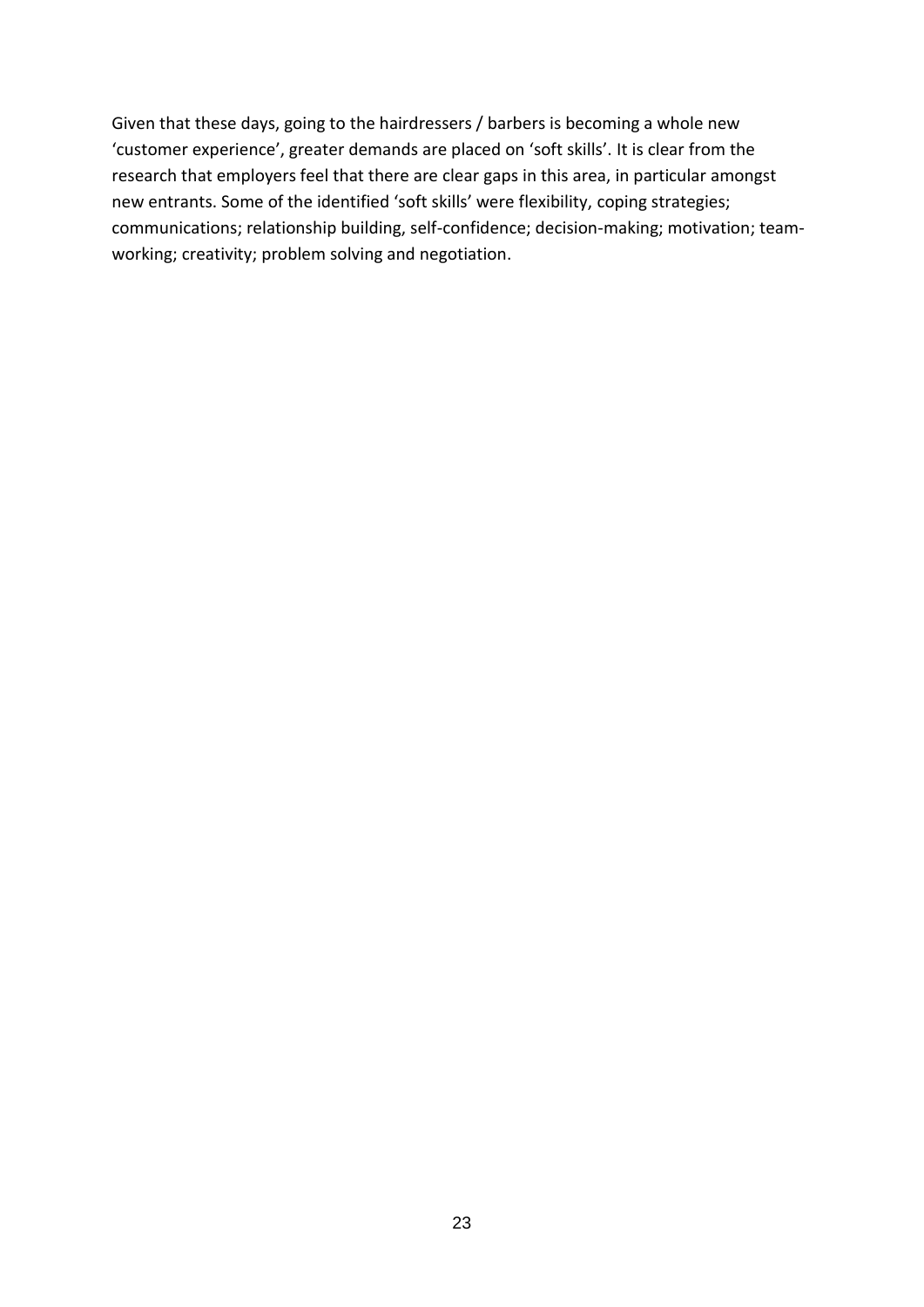Given that these days, going to the hairdressers / barbers is becoming a whole new 'customer experience', greater demands are placed on 'soft skills'. It is clear from the research that employers feel that there are clear gaps in this area, in particular amongst new entrants. Some of the identified 'soft skills' were flexibility, coping strategies; communications; relationship building, self-confidence; decision-making; motivation; team-working; creativity; problem solving and negotiation.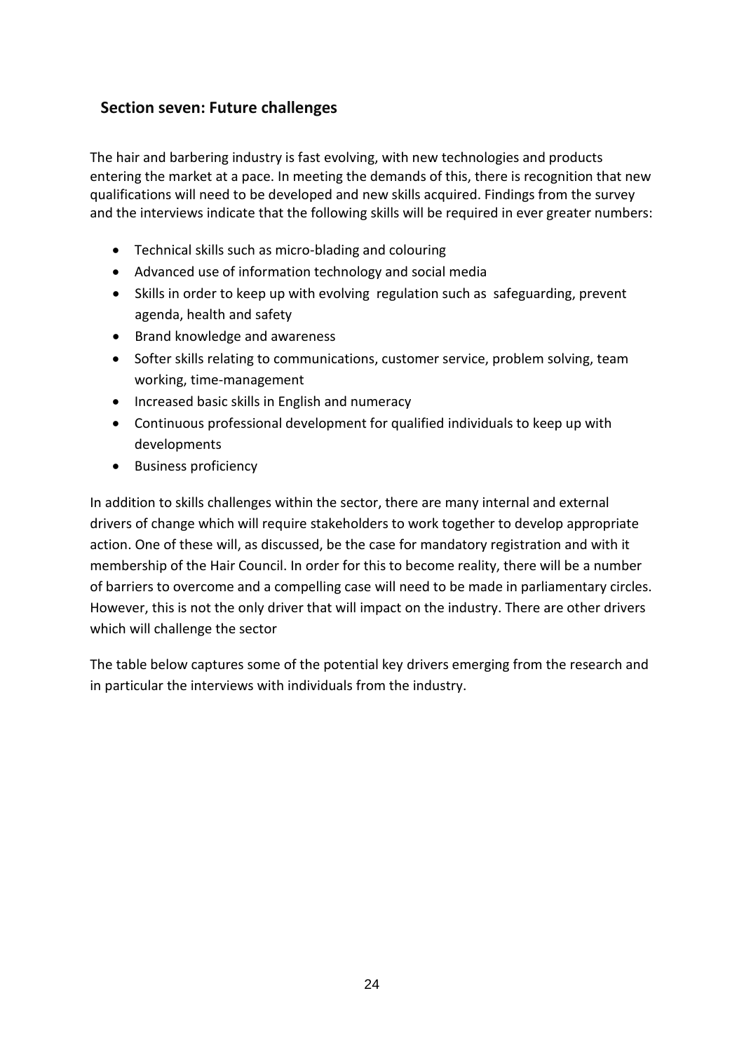## Section seven: Future challenges

The hair and barbering industry is fast evolving, with new technologies and products entering the market at a pace. In meeting the demands of this, there is recognition that new qualifications will need to be developed and new skills acquired. Findings from the survey and the interviews indicate that the following skills will be required in ever greater numbers:

- Technical skills such as micro-blading and colouring
- Advanced use of information technology and social media
- Skills in order to keep up with evolving regulation such as safeguarding, prevent agenda, health and safety
- Brand knowledge and awareness
- Softer skills relating to communications, customer service, problem solving, team working, time-management
- Increased basic skills in English and numeracy
- Continuous professional development for qualified individuals to keep up with developments
- Business proficiency

In addition to skills challenges within the sector, there are many internal and external drivers of change which will require stakeholders to work together to develop appropriate action. One of these will, as discussed, be the case for mandatory registration and with it membership of the Hair Council. In order for this to become reality, there will be a number of barriers to overcome and a compelling case will need to be made in parliamentary circles. However, this is not the only driver that will impact on the industry. There are other drivers which will challenge the sector

The table below captures some of the potential key drivers emerging from the research and in particular the interviews with individuals from the industry.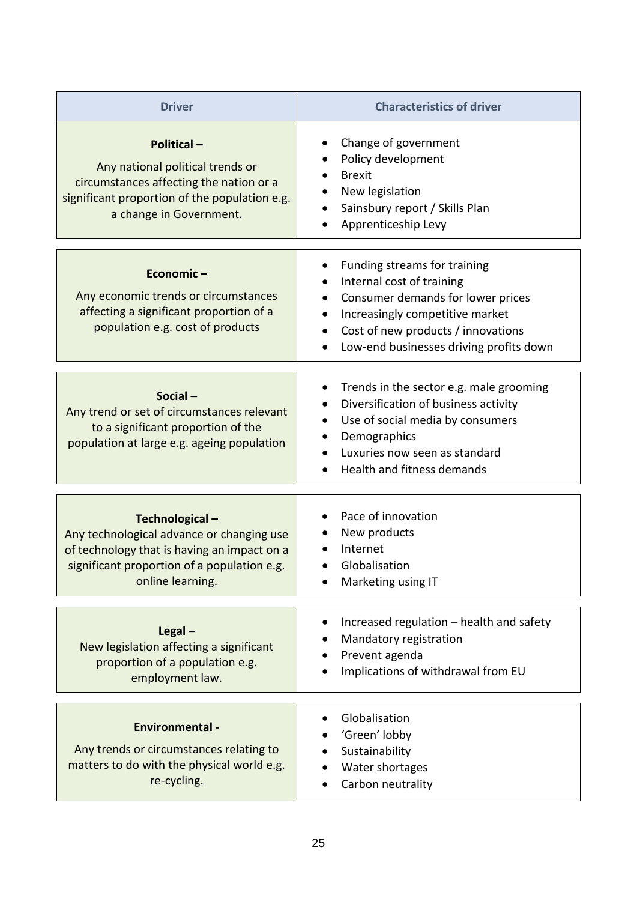| Driver | Characteristics of driver |
|---|---|
| **Political –** Any national political trends or circumstances affecting the nation or a significant proportion of the population e.g. a change in Government. | • Change of government<br>• Policy development<br>• Brexit<br>• New legislation<br>• Sainsbury report / Skills Plan<br>• Apprenticeship Levy |
| **Economic –** Any economic trends or circumstances affecting a significant proportion of a population e.g. cost of products | • Funding streams for training<br>• Internal cost of training<br>• Consumer demands for lower prices<br>• Increasingly competitive market<br>• Cost of new products / innovations<br>• Low-end businesses driving profits down |
| **Social –** Any trend or set of circumstances relevant to a significant proportion of the population at large e.g. ageing population | • Trends in the sector e.g. male grooming<br>• Diversification of business activity<br>• Use of social media by consumers<br>• Demographics<br>• Luxuries now seen as standard<br>• Health and fitness demands |
| **Technological –** Any technological advance or changing use of technology that is having an impact on a significant proportion of a population e.g. online learning. | • Pace of innovation<br>• New products<br>• Internet<br>• Globalisation<br>• Marketing using IT |
| **Legal –** New legislation affecting a significant proportion of a population e.g. employment law. | • Increased regulation – health and safety<br>• Mandatory registration<br>• Prevent agenda<br>• Implications of withdrawal from EU |
| **Environmental -** Any trends or circumstances relating to matters to do with the physical world e.g. re-cycling. | • Globalisation<br>• 'Green' lobby<br>• Sustainability<br>• Water shortages<br>• Carbon neutrality |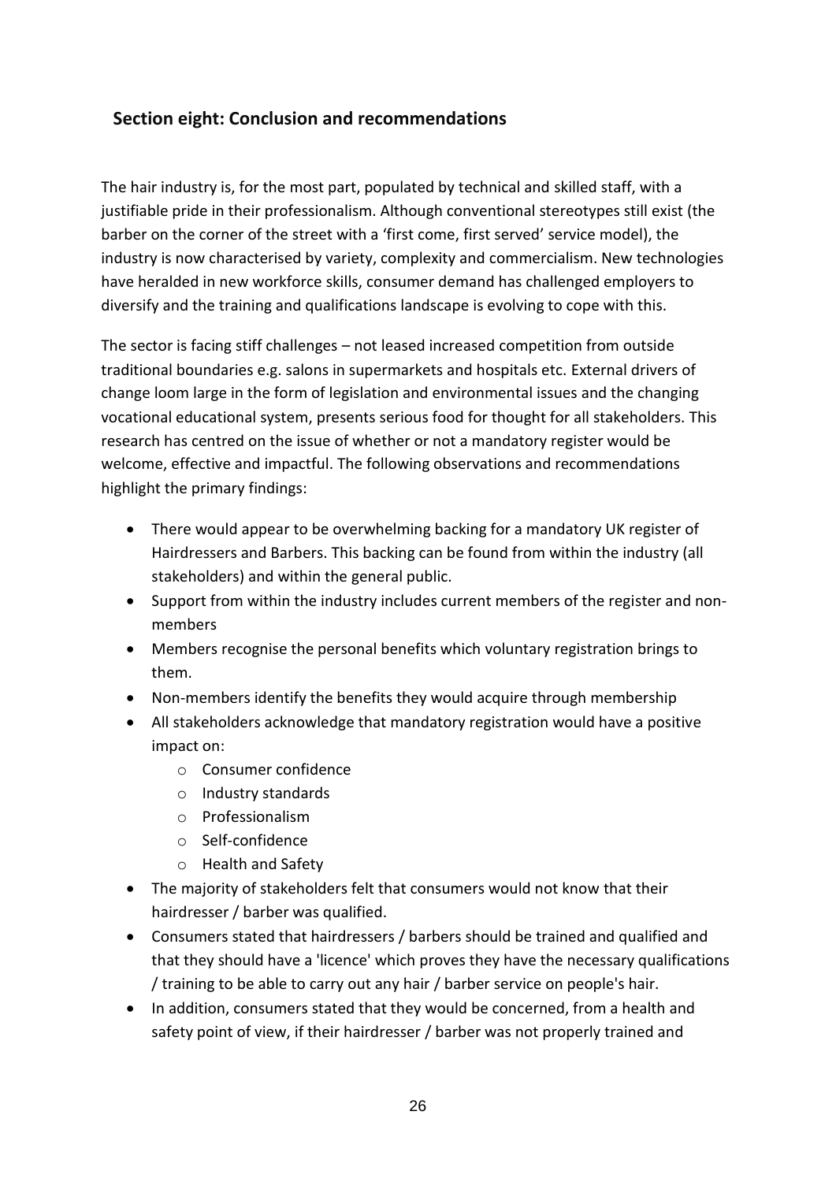## Section eight: Conclusion and recommendations

The hair industry is, for the most part, populated by technical and skilled staff, with a justifiable pride in their professionalism. Although conventional stereotypes still exist (the barber on the corner of the street with a 'first come, first served' service model), the industry is now characterised by variety, complexity and commercialism. New technologies have heralded in new workforce skills, consumer demand has challenged employers to diversify and the training and qualifications landscape is evolving to cope with this.

The sector is facing stiff challenges – not leased increased competition from outside traditional boundaries e.g. salons in supermarkets and hospitals etc. External drivers of change loom large in the form of legislation and environmental issues and the changing vocational educational system, presents serious food for thought for all stakeholders. This research has centred on the issue of whether or not a mandatory register would be welcome, effective and impactful. The following observations and recommendations highlight the primary findings:

- There would appear to be overwhelming backing for a mandatory UK register of Hairdressers and Barbers. This backing can be found from within the industry (all stakeholders) and within the general public.
- Support from within the industry includes current members of the register and non-members
- Members recognise the personal benefits which voluntary registration brings to them.
- Non-members identify the benefits they would acquire through membership
- All stakeholders acknowledge that mandatory registration would have a positive impact on:
  - Consumer confidence
  - Industry standards
  - Professionalism
  - Self-confidence
  - Health and Safety
- The majority of stakeholders felt that consumers would not know that their hairdresser / barber was qualified.
- Consumers stated that hairdressers / barbers should be trained and qualified and that they should have a 'licence' which proves they have the necessary qualifications / training to be able to carry out any hair / barber service on people's hair.
- In addition, consumers stated that they would be concerned, from a health and safety point of view, if their hairdresser / barber was not properly trained and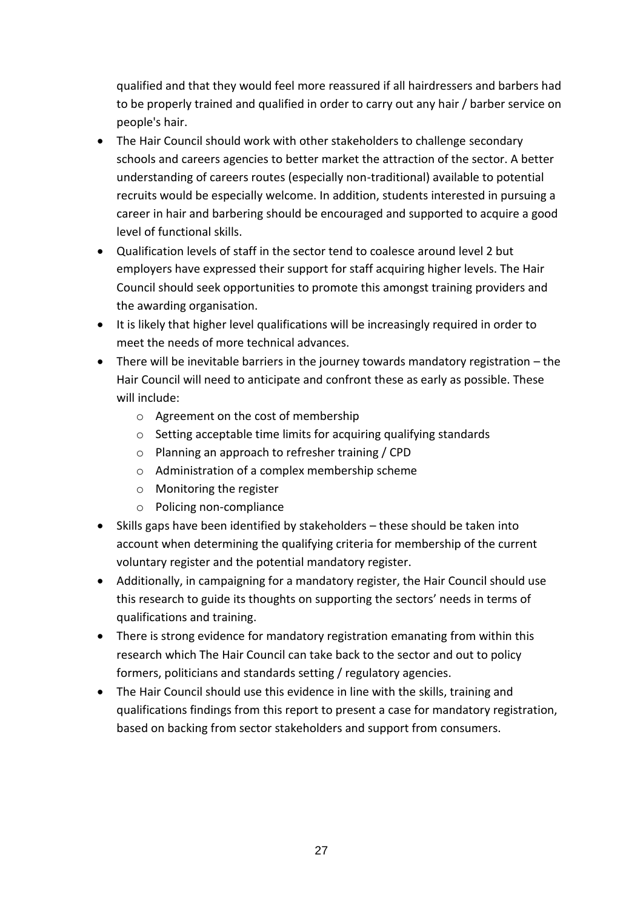qualified and that they would feel more reassured if all hairdressers and barbers had to be properly trained and qualified in order to carry out any hair / barber service on people's hair.

- The Hair Council should work with other stakeholders to challenge secondary schools and careers agencies to better market the attraction of the sector. A better understanding of careers routes (especially non-traditional) available to potential recruits would be especially welcome. In addition, students interested in pursuing a career in hair and barbering should be encouraged and supported to acquire a good level of functional skills.
- Qualification levels of staff in the sector tend to coalesce around level 2 but employers have expressed their support for staff acquiring higher levels. The Hair Council should seek opportunities to promote this amongst training providers and the awarding organisation.
- It is likely that higher level qualifications will be increasingly required in order to meet the needs of more technical advances.
- There will be inevitable barriers in the journey towards mandatory registration – the Hair Council will need to anticipate and confront these as early as possible. These will include:
  - Agreement on the cost of membership
  - Setting acceptable time limits for acquiring qualifying standards
  - Planning an approach to refresher training / CPD
  - Administration of a complex membership scheme
  - Monitoring the register
  - Policing non-compliance
- Skills gaps have been identified by stakeholders – these should be taken into account when determining the qualifying criteria for membership of the current voluntary register and the potential mandatory register.
- Additionally, in campaigning for a mandatory register, the Hair Council should use this research to guide its thoughts on supporting the sectors' needs in terms of qualifications and training.
- There is strong evidence for mandatory registration emanating from within this research which The Hair Council can take back to the sector and out to policy formers, politicians and standards setting / regulatory agencies.
- The Hair Council should use this evidence in line with the skills, training and qualifications findings from this report to present a case for mandatory registration, based on backing from sector stakeholders and support from consumers.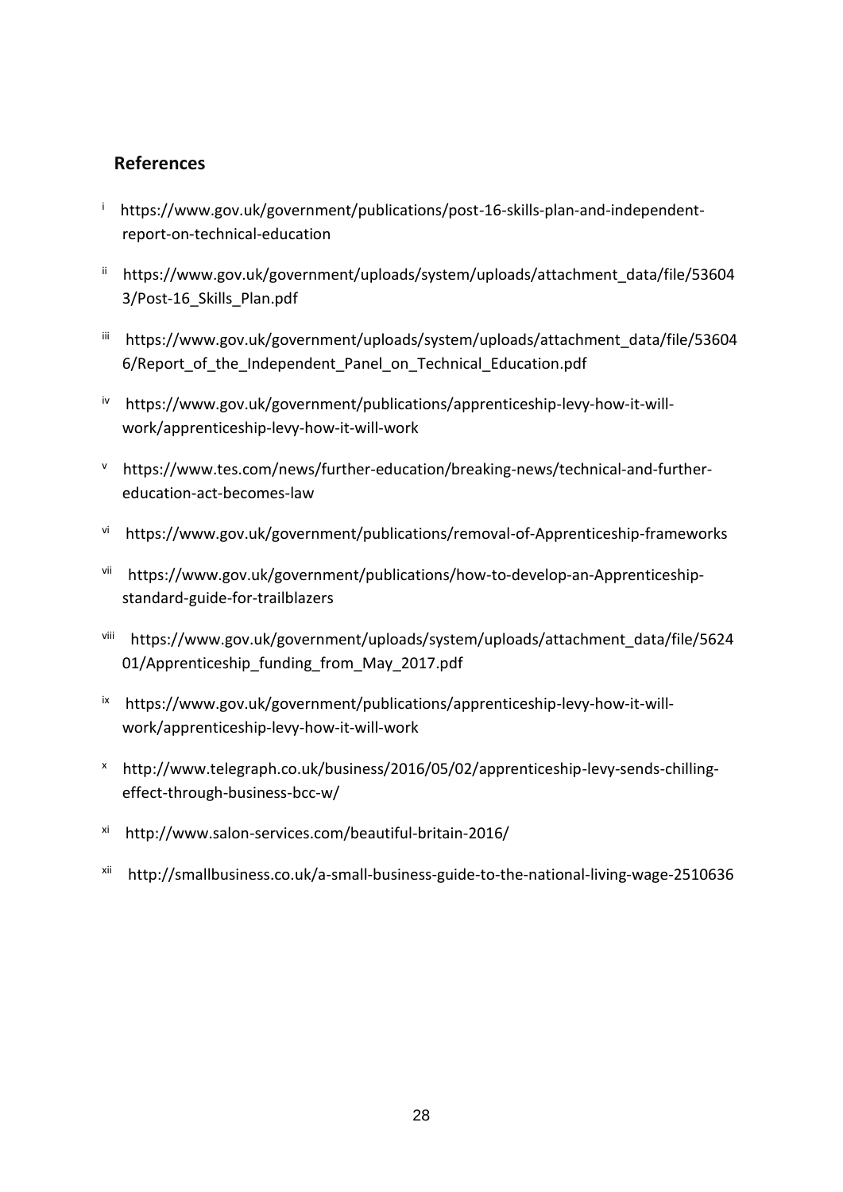## References

[i] https://www.gov.uk/government/publications/post-16-skills-plan-and-independent-report-on-technical-education

[ii] https://www.gov.uk/government/uploads/system/uploads/attachment_data/file/536043/Post-16_Skills_Plan.pdf

[iii] https://www.gov.uk/government/uploads/system/uploads/attachment_data/file/536046/Report_of_the_Independent_Panel_on_Technical_Education.pdf

[iv] https://www.gov.uk/government/publications/apprenticeship-levy-how-it-will-work/apprenticeship-levy-how-it-will-work

[v] https://www.tes.com/news/further-education/breaking-news/technical-and-further-education-act-becomes-law

[vi] https://www.gov.uk/government/publications/removal-of-Apprenticeship-frameworks

[vii] https://www.gov.uk/government/publications/how-to-develop-an-Apprenticeship-standard-guide-for-trailblazers

[viii] https://www.gov.uk/government/uploads/system/uploads/attachment_data/file/562401/Apprenticeship_funding_from_May_2017.pdf

[ix] https://www.gov.uk/government/publications/apprenticeship-levy-how-it-will-work/apprenticeship-levy-how-it-will-work

[x] http://www.telegraph.co.uk/business/2016/05/02/apprenticeship-levy-sends-chilling-effect-through-business-bcc-w/

[xi] http://www.salon-services.com/beautiful-britain-2016/

[xii] http://smallbusiness.co.uk/a-small-business-guide-to-the-national-living-wage-2510636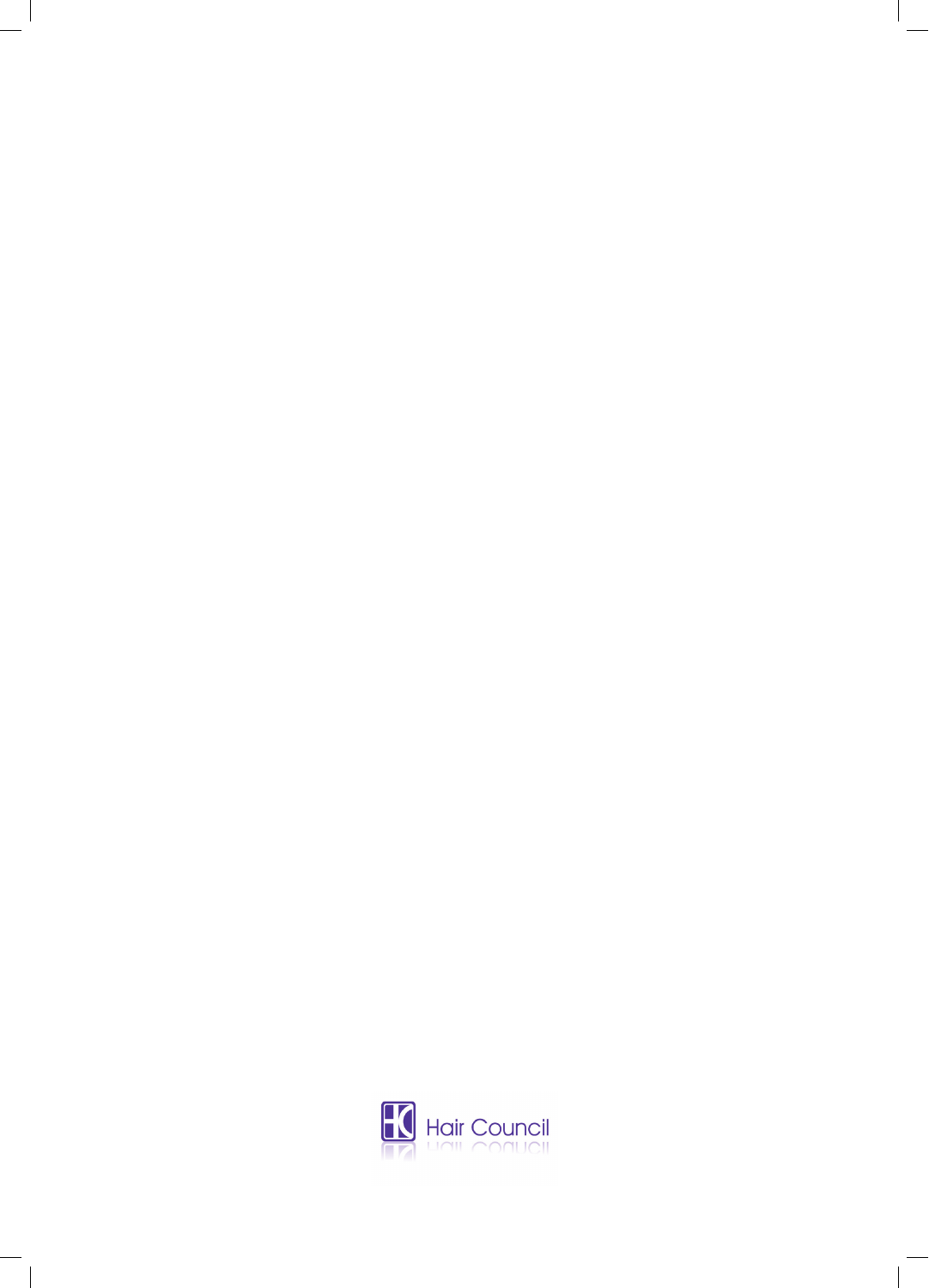Hair Council